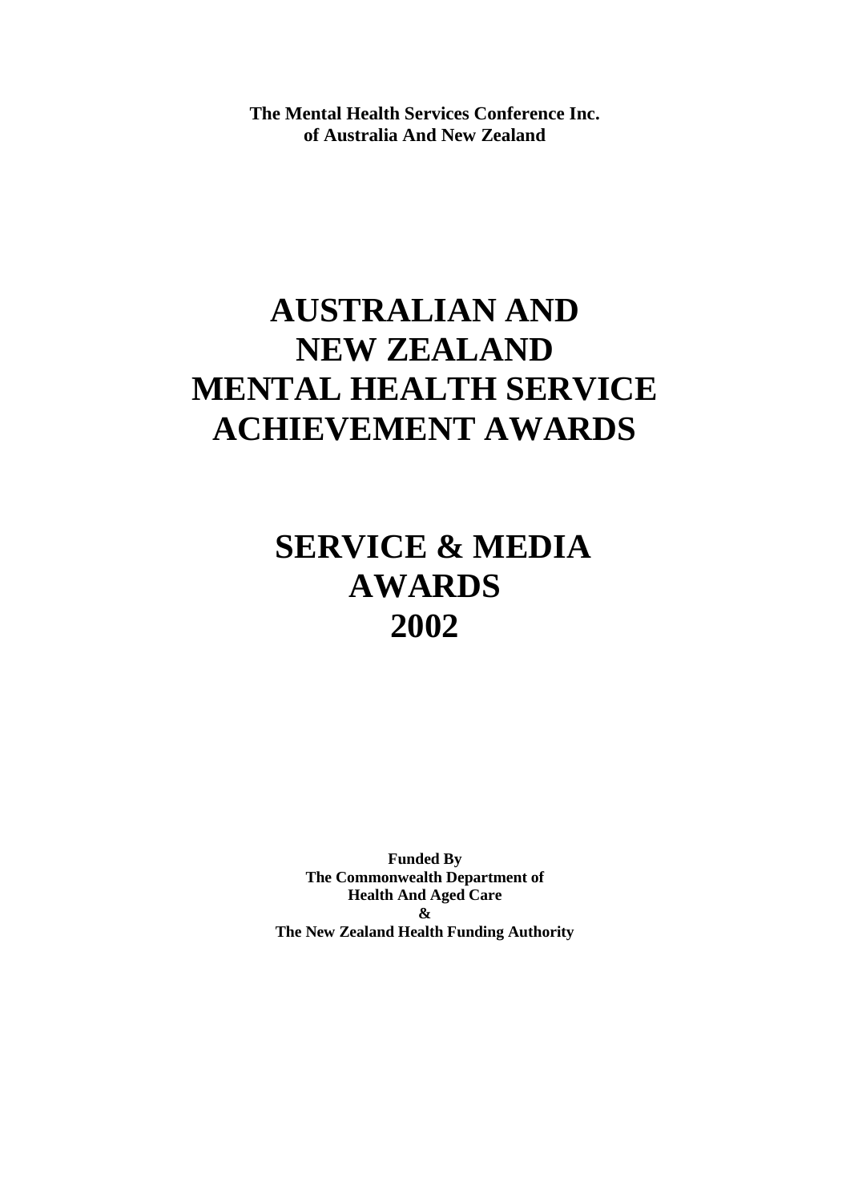**The Mental Health Services Conference Inc.**
**of Australia And New Zealand**

# AUSTRALIAN AND NEW ZEALAND MENTAL HEALTH SERVICE ACHIEVEMENT AWARDS

# SERVICE & MEDIA AWARDS 2002

**Funded By**
**The Commonwealth Department of Health And Aged Care**
**&**
**The New Zealand Health Funding Authority**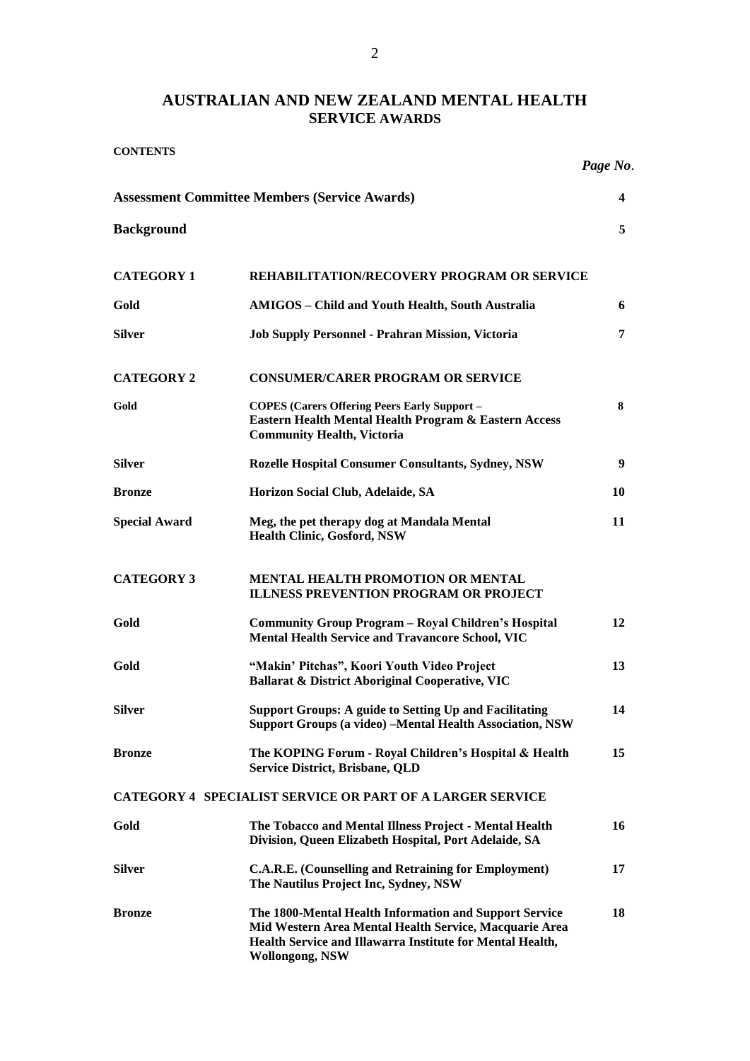# AUSTRALIAN AND NEW ZEALAND MENTAL HEALTH SERVICE AWARDS

**CONTENTS**

| | | *Page No*. |
|---|---|---|
| **Assessment Committee Members (Service Awards)** | | **4** |
| **Background** | | **5** |
| **CATEGORY 1** | **REHABILITATION/RECOVERY PROGRAM OR SERVICE** | |
| **Gold** | **AMIGOS – Child and Youth Health, South Australia** | **6** |
| **Silver** | **Job Supply Personnel - Prahran Mission, Victoria** | **7** |
| **CATEGORY 2** | **CONSUMER/CARER PROGRAM OR SERVICE** | |
| **Gold** | **COPES (Carers Offering Peers Early Support – Eastern Health Mental Health Program & Eastern Access Community Health, Victoria** | **8** |
| **Silver** | **Rozelle Hospital Consumer Consultants, Sydney, NSW** | **9** |
| **Bronze** | **Horizon Social Club, Adelaide, SA** | **10** |
| **Special Award** | **Meg, the pet therapy dog at Mandala Mental Health Clinic, Gosford, NSW** | **11** |
| **CATEGORY 3** | **MENTAL HEALTH PROMOTION OR MENTAL ILLNESS PREVENTION PROGRAM OR PROJECT** | |
| **Gold** | **Community Group Program – Royal Children's Hospital Mental Health Service and Travancore School, VIC** | **12** |
| **Gold** | **"Makin' Pitchas", Koori Youth Video Project Ballarat & District Aboriginal Cooperative, VIC** | **13** |
| **Silver** | **Support Groups: A guide to Setting Up and Facilitating Support Groups (a video) –Mental Health Association, NSW** | **14** |
| **Bronze** | **The KOPING Forum - Royal Children's Hospital & Health Service District, Brisbane, QLD** | **15** |
| **CATEGORY 4** | **SPECIALIST SERVICE OR PART OF A LARGER SERVICE** | |
| **Gold** | **The Tobacco and Mental Illness Project - Mental Health Division, Queen Elizabeth Hospital, Port Adelaide, SA** | **16** |
| **Silver** | **C.A.R.E. (Counselling and Retraining for Employment) The Nautilus Project Inc, Sydney, NSW** | **17** |
| **Bronze** | **The 1800-Mental Health Information and Support Service Mid Western Area Mental Health Service, Macquarie Area Health Service and Illawarra Institute for Mental Health, Wollongong, NSW** | **18** |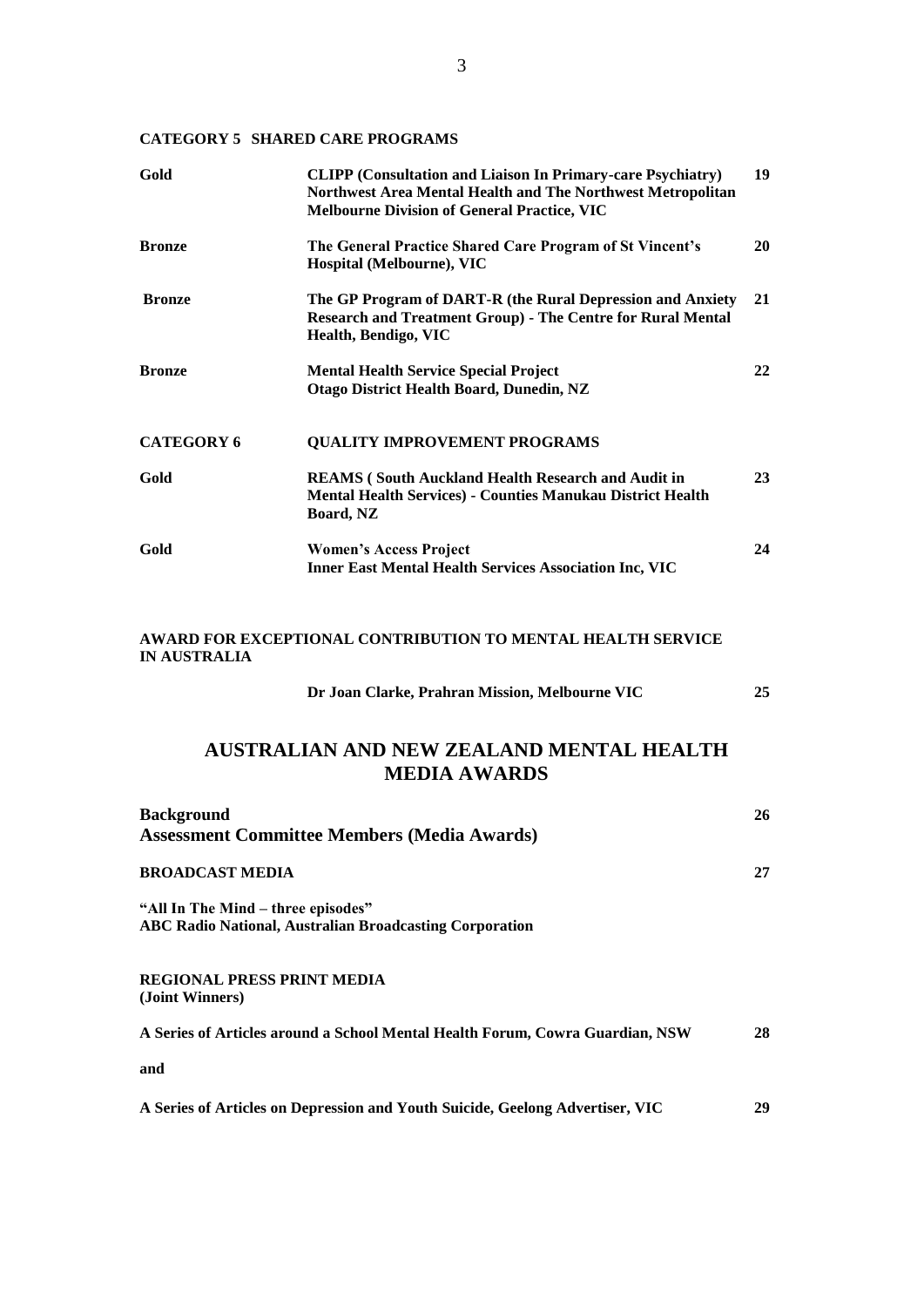**CATEGORY 5 SHARED CARE PROGRAMS**

| | | |
|---|---|---|
| **Gold** | **CLIPP (Consultation and Liaison In Primary-care Psychiatry) Northwest Area Mental Health and The Northwest Metropolitan Melbourne Division of General Practice, VIC** | **19** |
| **Bronze** | **The General Practice Shared Care Program of St Vincent's Hospital (Melbourne), VIC** | **20** |
| **Bronze** | **The GP Program of DART-R (the Rural Depression and Anxiety Research and Treatment Group) - The Centre for Rural Mental Health, Bendigo, VIC** | **21** |
| **Bronze** | **Mental Health Service Special Project Otago District Health Board, Dunedin, NZ** | **22** |

**CATEGORY 6 QUALITY IMPROVEMENT PROGRAMS**

| | | |
|---|---|---|
| **Gold** | **REAMS ( South Auckland Health Research and Audit in Mental Health Services) - Counties Manukau District Health Board, NZ** | **23** |
| **Gold** | **Women's Access Project Inner East Mental Health Services Association Inc, VIC** | **24** |

**AWARD FOR EXCEPTIONAL CONTRIBUTION TO MENTAL HEALTH SERVICE IN AUSTRALIA**

**Dr Joan Clarke, Prahran Mission, Melbourne VIC** **25**

## AUSTRALIAN AND NEW ZEALAND MENTAL HEALTH MEDIA AWARDS

**Background** **26**

**Assessment Committee Members (Media Awards)**

**BROADCAST MEDIA** **27**

**"All In The Mind – three episodes"**
**ABC Radio National, Australian Broadcasting Corporation**

**REGIONAL PRESS PRINT MEDIA**
**(Joint Winners)**

**A Series of Articles around a School Mental Health Forum, Cowra Guardian, NSW** **28**

**and**

**A Series of Articles on Depression and Youth Suicide, Geelong Advertiser, VIC** **29**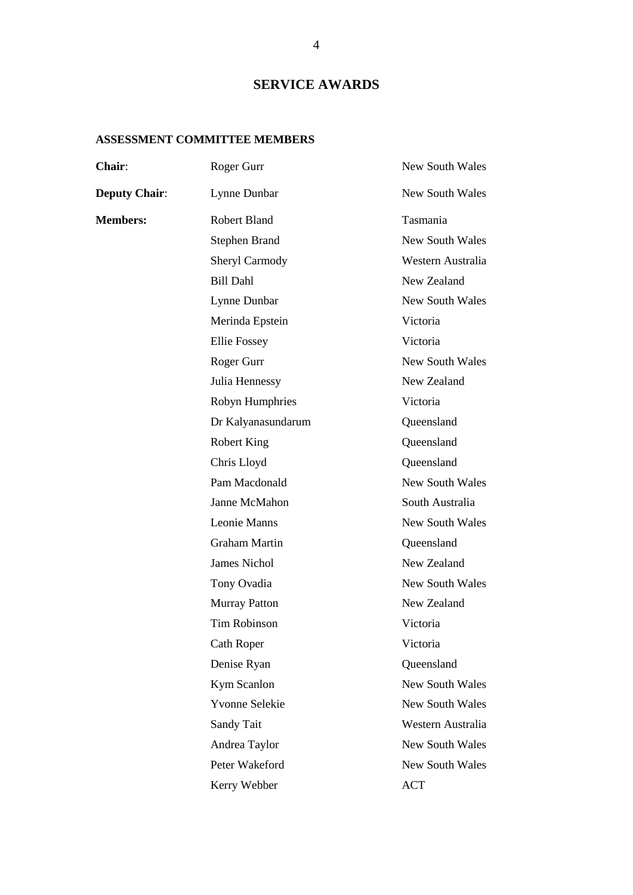# SERVICE AWARDS

## ASSESSMENT COMMITTEE MEMBERS

| | | |
|---|---|---|
| **Chair**: | Roger Gurr | New South Wales |
| **Deputy Chair**: | Lynne Dunbar | New South Wales |
| **Members:** | Robert Bland | Tasmania |
| | Stephen Brand | New South Wales |
| | Sheryl Carmody | Western Australia |
| | Bill Dahl | New Zealand |
| | Lynne Dunbar | New South Wales |
| | Merinda Epstein | Victoria |
| | Ellie Fossey | Victoria |
| | Roger Gurr | New South Wales |
| | Julia Hennessy | New Zealand |
| | Robyn Humphries | Victoria |
| | Dr Kalyanasundarum | Queensland |
| | Robert King | Queensland |
| | Chris Lloyd | Queensland |
| | Pam Macdonald | New South Wales |
| | Janne McMahon | South Australia |
| | Leonie Manns | New South Wales |
| | Graham Martin | Queensland |
| | James Nichol | New Zealand |
| | Tony Ovadia | New South Wales |
| | Murray Patton | New Zealand |
| | Tim Robinson | Victoria |
| | Cath Roper | Victoria |
| | Denise Ryan | Queensland |
| | Kym Scanlon | New South Wales |
| | Yvonne Selekie | New South Wales |
| | Sandy Tait | Western Australia |
| | Andrea Taylor | New South Wales |
| | Peter Wakeford | New South Wales |
| | Kerry Webber | ACT |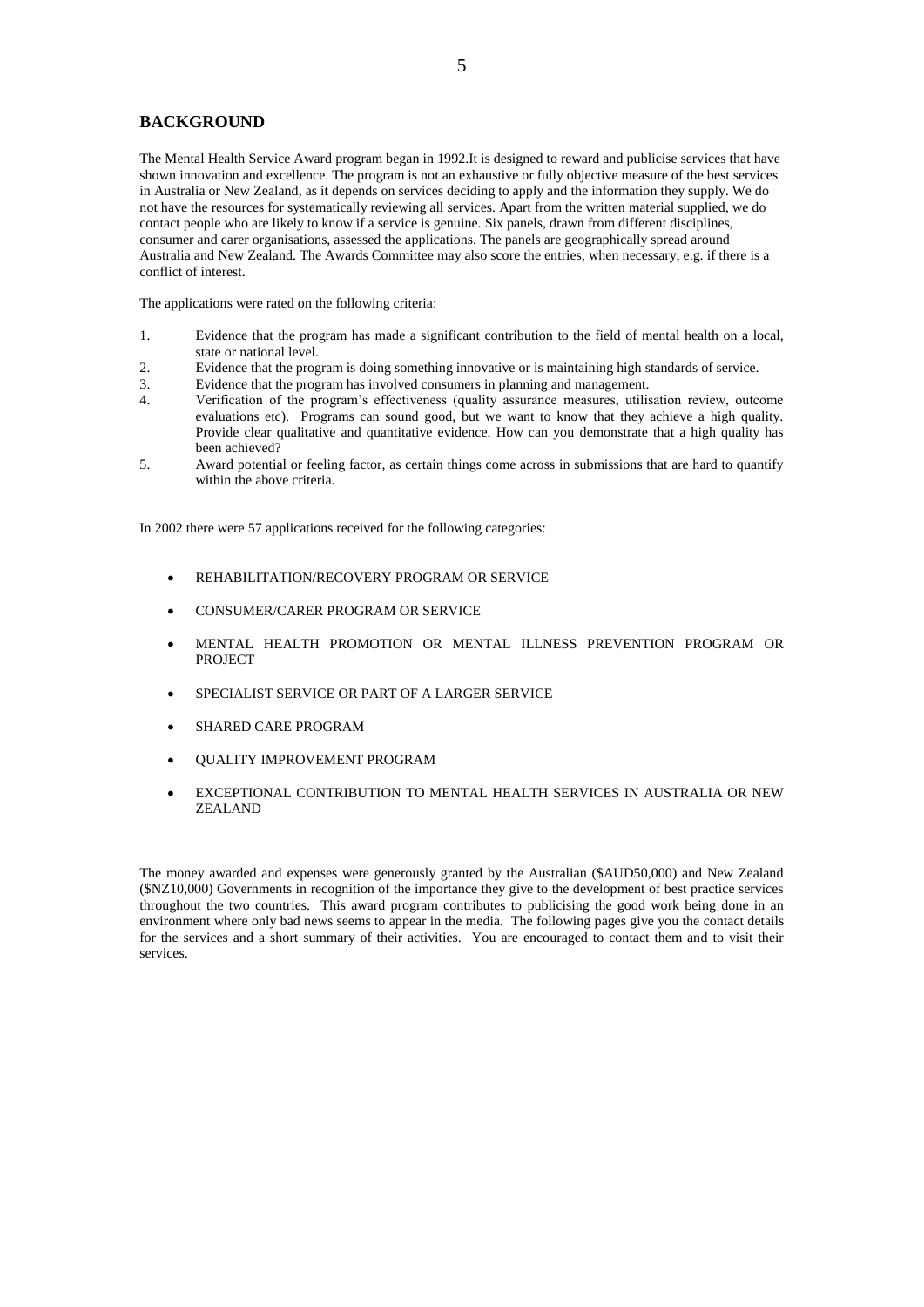## BACKGROUND

The Mental Health Service Award program began in 1992.It is designed to reward and publicise services that have shown innovation and excellence. The program is not an exhaustive or fully objective measure of the best services in Australia or New Zealand, as it depends on services deciding to apply and the information they supply. We do not have the resources for systematically reviewing all services. Apart from the written material supplied, we do contact people who are likely to know if a service is genuine. Six panels, drawn from different disciplines, consumer and carer organisations, assessed the applications. The panels are geographically spread around Australia and New Zealand. The Awards Committee may also score the entries, when necessary, e.g. if there is a conflict of interest.

The applications were rated on the following criteria:

1. Evidence that the program has made a significant contribution to the field of mental health on a local, state or national level.
2. Evidence that the program is doing something innovative or is maintaining high standards of service.
3. Evidence that the program has involved consumers in planning and management.
4. Verification of the program's effectiveness (quality assurance measures, utilisation review, outcome evaluations etc). Programs can sound good, but we want to know that they achieve a high quality. Provide clear qualitative and quantitative evidence. How can you demonstrate that a high quality has been achieved?
5. Award potential or feeling factor, as certain things come across in submissions that are hard to quantify within the above criteria.

In 2002 there were 57 applications received for the following categories:

- REHABILITATION/RECOVERY PROGRAM OR SERVICE
- CONSUMER/CARER PROGRAM OR SERVICE
- MENTAL HEALTH PROMOTION OR MENTAL ILLNESS PREVENTION PROGRAM OR PROJECT
- SPECIALIST SERVICE OR PART OF A LARGER SERVICE
- SHARED CARE PROGRAM
- QUALITY IMPROVEMENT PROGRAM
- EXCEPTIONAL CONTRIBUTION TO MENTAL HEALTH SERVICES IN AUSTRALIA OR NEW ZEALAND

The money awarded and expenses were generously granted by the Australian ($AUD50,000) and New Zealand ($NZ10,000) Governments in recognition of the importance they give to the development of best practice services throughout the two countries. This award program contributes to publicising the good work being done in an environment where only bad news seems to appear in the media. The following pages give you the contact details for the services and a short summary of their activities. You are encouraged to contact them and to visit their services.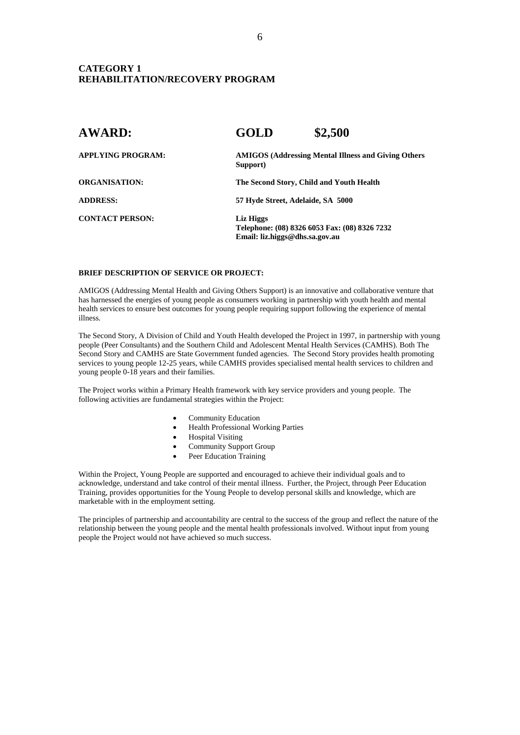## CATEGORY 1
## REHABILITATION/RECOVERY PROGRAM

| | |
|---|---|
| **AWARD:** | **GOLD $2,500** |
| **APPLYING PROGRAM:** | **AMIGOS (Addressing Mental Illness and Giving Others Support)** |
| **ORGANISATION:** | **The Second Story, Child and Youth Health** |
| **ADDRESS:** | **57 Hyde Street, Adelaide, SA 5000** |
| **CONTACT PERSON:** | **Liz Higgs**<br>**Telephone: (08) 8326 6053 Fax: (08) 8326 7232**<br>**Email: liz.higgs@dhs.sa.gov.au** |

**BRIEF DESCRIPTION OF SERVICE OR PROJECT:**

AMIGOS (Addressing Mental Health and Giving Others Support) is an innovative and collaborative venture that has harnessed the energies of young people as consumers working in partnership with youth health and mental health services to ensure best outcomes for young people requiring support following the experience of mental illness.

The Second Story, A Division of Child and Youth Health developed the Project in 1997, in partnership with young people (Peer Consultants) and the Southern Child and Adolescent Mental Health Services (CAMHS). Both The Second Story and CAMHS are State Government funded agencies. The Second Story provides health promoting services to young people 12-25 years, while CAMHS provides specialised mental health services to children and young people 0-18 years and their families.

The Project works within a Primary Health framework with key service providers and young people. The following activities are fundamental strategies within the Project:

- Community Education
- Health Professional Working Parties
- Hospital Visiting
- Community Support Group
- Peer Education Training

Within the Project, Young People are supported and encouraged to achieve their individual goals and to acknowledge, understand and take control of their mental illness. Further, the Project, through Peer Education Training, provides opportunities for the Young People to develop personal skills and knowledge, which are marketable with in the employment setting.

The principles of partnership and accountability are central to the success of the group and reflect the nature of the relationship between the young people and the mental health professionals involved. Without input from young people the Project would not have achieved so much success.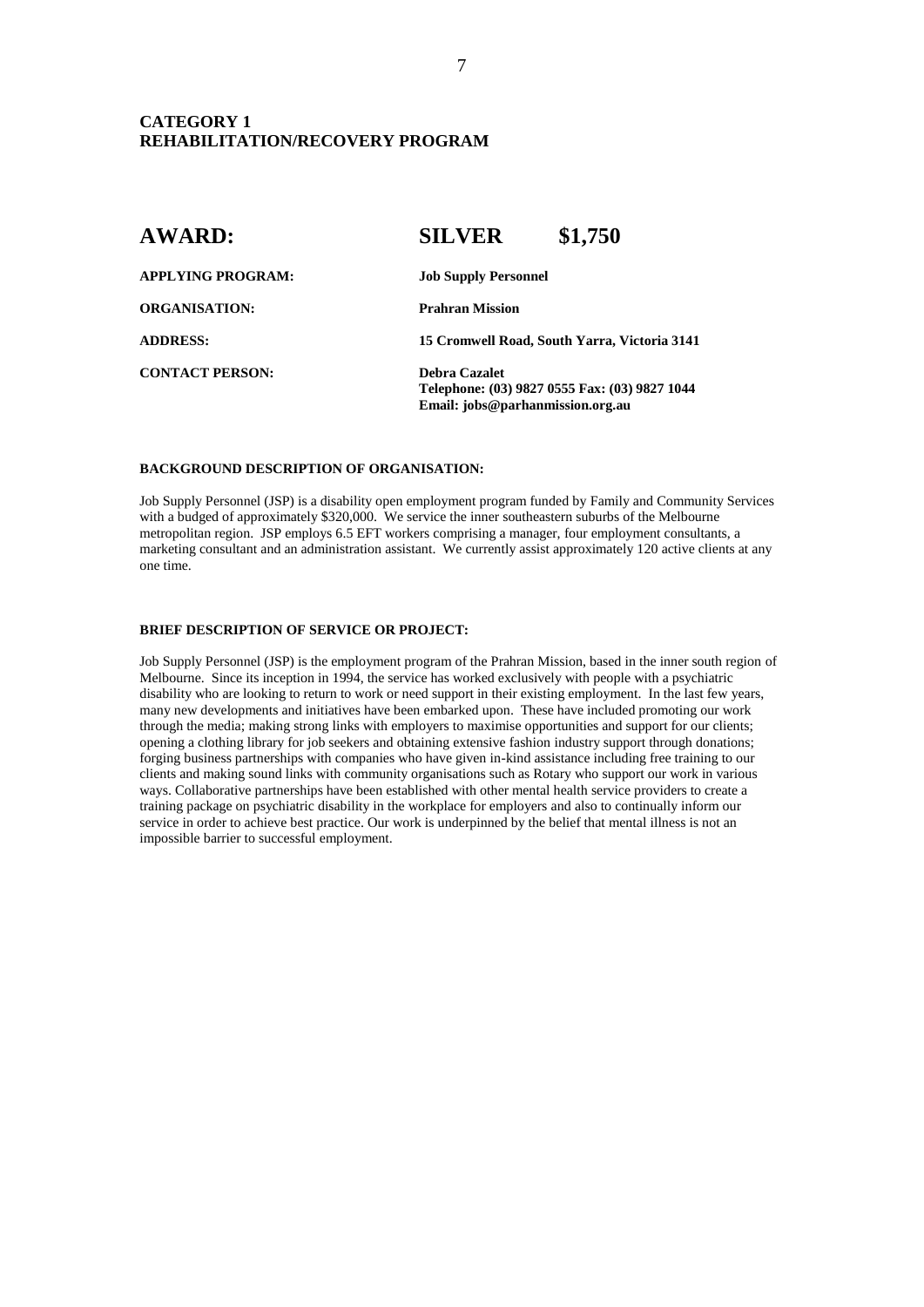## CATEGORY 1
## REHABILITATION/RECOVERY PROGRAM

| | |
|---|---|
| **AWARD:** | **SILVER $1,750** |
| **APPLYING PROGRAM:** | **Job Supply Personnel** |
| **ORGANISATION:** | **Prahran Mission** |
| **ADDRESS:** | **15 Cromwell Road, South Yarra, Victoria 3141** |
| **CONTACT PERSON:** | **Debra Cazalet**<br>**Telephone: (03) 9827 0555 Fax: (03) 9827 1044**<br>**Email: jobs@parhanmission.org.au** |

**BACKGROUND DESCRIPTION OF ORGANISATION:**

Job Supply Personnel (JSP) is a disability open employment program funded by Family and Community Services with a budged of approximately $320,000. We service the inner southeastern suburbs of the Melbourne metropolitan region. JSP employs 6.5 EFT workers comprising a manager, four employment consultants, a marketing consultant and an administration assistant. We currently assist approximately 120 active clients at any one time.

**BRIEF DESCRIPTION OF SERVICE OR PROJECT:**

Job Supply Personnel (JSP) is the employment program of the Prahran Mission, based in the inner south region of Melbourne. Since its inception in 1994, the service has worked exclusively with people with a psychiatric disability who are looking to return to work or need support in their existing employment. In the last few years, many new developments and initiatives have been embarked upon. These have included promoting our work through the media; making strong links with employers to maximise opportunities and support for our clients; opening a clothing library for job seekers and obtaining extensive fashion industry support through donations; forging business partnerships with companies who have given in-kind assistance including free training to our clients and making sound links with community organisations such as Rotary who support our work in various ways. Collaborative partnerships have been established with other mental health service providers to create a training package on psychiatric disability in the workplace for employers and also to continually inform our service in order to achieve best practice. Our work is underpinned by the belief that mental illness is not an impossible barrier to successful employment.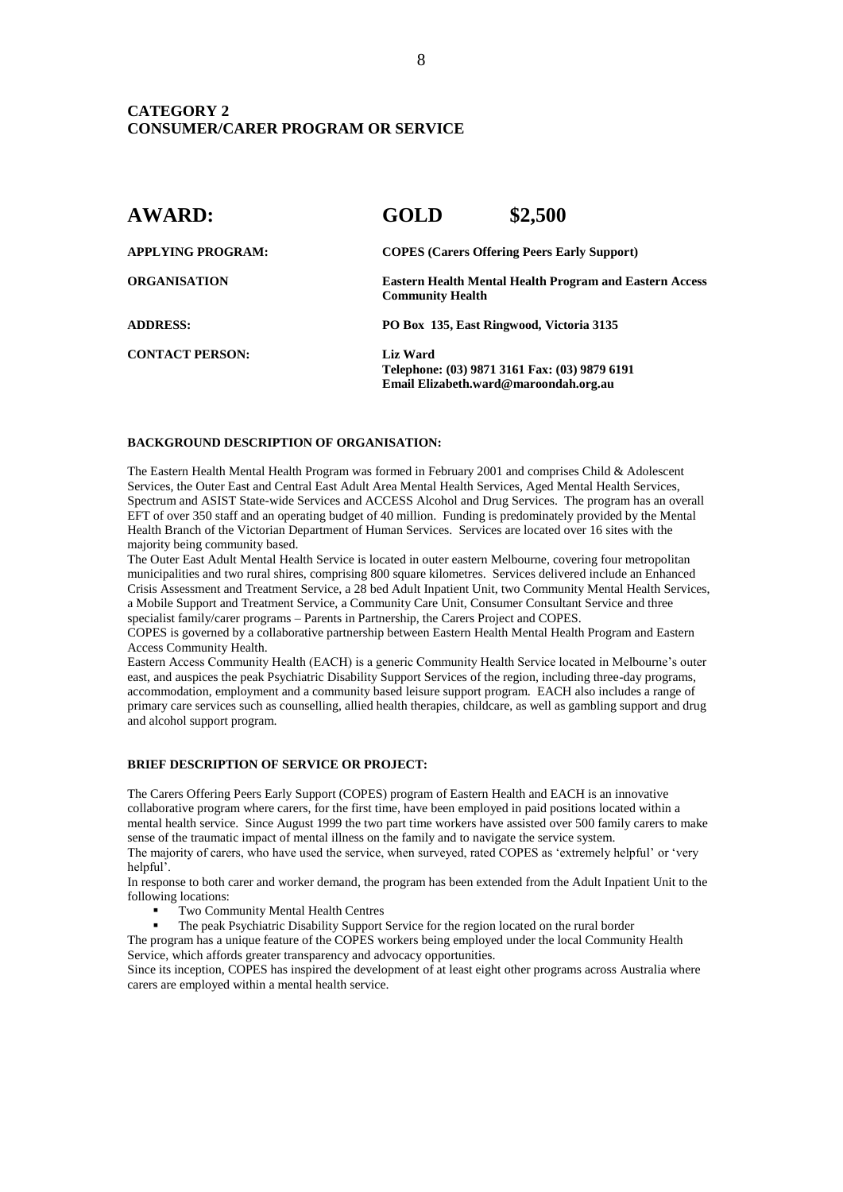## CATEGORY 2
## CONSUMER/CARER PROGRAM OR SERVICE

| | |
|---|---|
| **AWARD:** | **GOLD $2,500** |
| **APPLYING PROGRAM:** | **COPES (Carers Offering Peers Early Support)** |
| **ORGANISATION** | **Eastern Health Mental Health Program and Eastern Access Community Health** |
| **ADDRESS:** | **PO Box 135, East Ringwood, Victoria 3135** |
| **CONTACT PERSON:** | **Liz Ward**<br>**Telephone: (03) 9871 3161 Fax: (03) 9879 6191**<br>**Email Elizabeth.ward@maroondah.org.au** |

**BACKGROUND DESCRIPTION OF ORGANISATION:**

The Eastern Health Mental Health Program was formed in February 2001 and comprises Child & Adolescent Services, the Outer East and Central East Adult Area Mental Health Services, Aged Mental Health Services, Spectrum and ASIST State-wide Services and ACCESS Alcohol and Drug Services. The program has an overall EFT of over 350 staff and an operating budget of 40 million. Funding is predominately provided by the Mental Health Branch of the Victorian Department of Human Services. Services are located over 16 sites with the majority being community based.

The Outer East Adult Mental Health Service is located in outer eastern Melbourne, covering four metropolitan municipalities and two rural shires, comprising 800 square kilometres. Services delivered include an Enhanced Crisis Assessment and Treatment Service, a 28 bed Adult Inpatient Unit, two Community Mental Health Services, a Mobile Support and Treatment Service, a Community Care Unit, Consumer Consultant Service and three specialist family/carer programs – Parents in Partnership, the Carers Project and COPES.

COPES is governed by a collaborative partnership between Eastern Health Mental Health Program and Eastern Access Community Health.

Eastern Access Community Health (EACH) is a generic Community Health Service located in Melbourne's outer east, and auspices the peak Psychiatric Disability Support Services of the region, including three-day programs, accommodation, employment and a community based leisure support program. EACH also includes a range of primary care services such as counselling, allied health therapies, childcare, as well as gambling support and drug and alcohol support program.

**BRIEF DESCRIPTION OF SERVICE OR PROJECT:**

The Carers Offering Peers Early Support (COPES) program of Eastern Health and EACH is an innovative collaborative program where carers, for the first time, have been employed in paid positions located within a mental health service. Since August 1999 the two part time workers have assisted over 500 family carers to make sense of the traumatic impact of mental illness on the family and to navigate the service system.

The majority of carers, who have used the service, when surveyed, rated COPES as 'extremely helpful' or 'very helpful'.

In response to both carer and worker demand, the program has been extended from the Adult Inpatient Unit to the following locations:

- Two Community Mental Health Centres
- The peak Psychiatric Disability Support Service for the region located on the rural border

The program has a unique feature of the COPES workers being employed under the local Community Health Service, which affords greater transparency and advocacy opportunities.

Since its inception, COPES has inspired the development of at least eight other programs across Australia where carers are employed within a mental health service.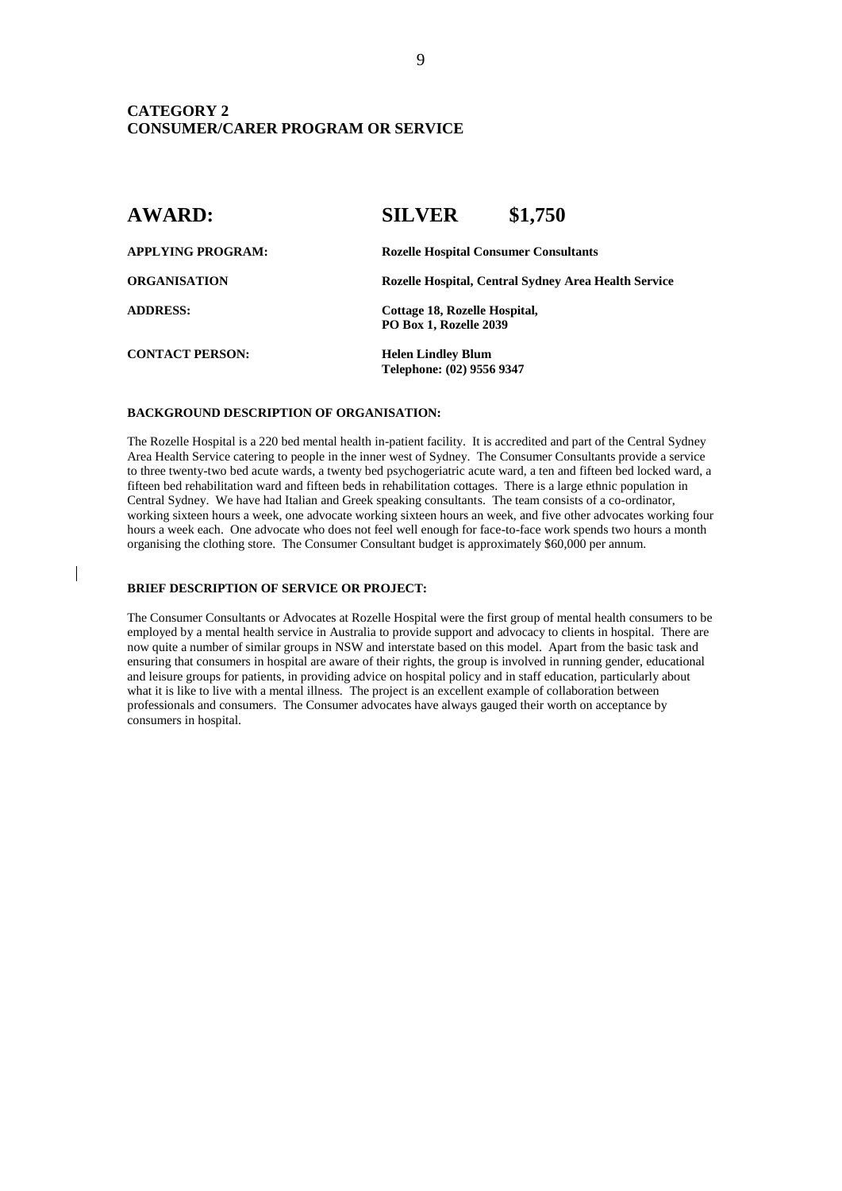## CATEGORY 2
## CONSUMER/CARER PROGRAM OR SERVICE

| | |
|---|---|
| **AWARD:** | **SILVER $1,750** |
| **APPLYING PROGRAM:** | **Rozelle Hospital Consumer Consultants** |
| **ORGANISATION** | **Rozelle Hospital, Central Sydney Area Health Service** |
| **ADDRESS:** | **Cottage 18, Rozelle Hospital, PO Box 1, Rozelle 2039** |
| **CONTACT PERSON:** | **Helen Lindley Blum Telephone: (02) 9556 9347** |

**BACKGROUND DESCRIPTION OF ORGANISATION:**

The Rozelle Hospital is a 220 bed mental health in-patient facility. It is accredited and part of the Central Sydney Area Health Service catering to people in the inner west of Sydney. The Consumer Consultants provide a service to three twenty-two bed acute wards, a twenty bed psychogeriatric acute ward, a ten and fifteen bed locked ward, a fifteen bed rehabilitation ward and fifteen beds in rehabilitation cottages. There is a large ethnic population in Central Sydney. We have had Italian and Greek speaking consultants. The team consists of a co-ordinator, working sixteen hours a week, one advocate working sixteen hours an week, and five other advocates working four hours a week each. One advocate who does not feel well enough for face-to-face work spends two hours a month organising the clothing store. The Consumer Consultant budget is approximately $60,000 per annum.

**BRIEF DESCRIPTION OF SERVICE OR PROJECT:**

The Consumer Consultants or Advocates at Rozelle Hospital were the first group of mental health consumers to be employed by a mental health service in Australia to provide support and advocacy to clients in hospital. There are now quite a number of similar groups in NSW and interstate based on this model. Apart from the basic task and ensuring that consumers in hospital are aware of their rights, the group is involved in running gender, educational and leisure groups for patients, in providing advice on hospital policy and in staff education, particularly about what it is like to live with a mental illness. The project is an excellent example of collaboration between professionals and consumers. The Consumer advocates have always gauged their worth on acceptance by consumers in hospital.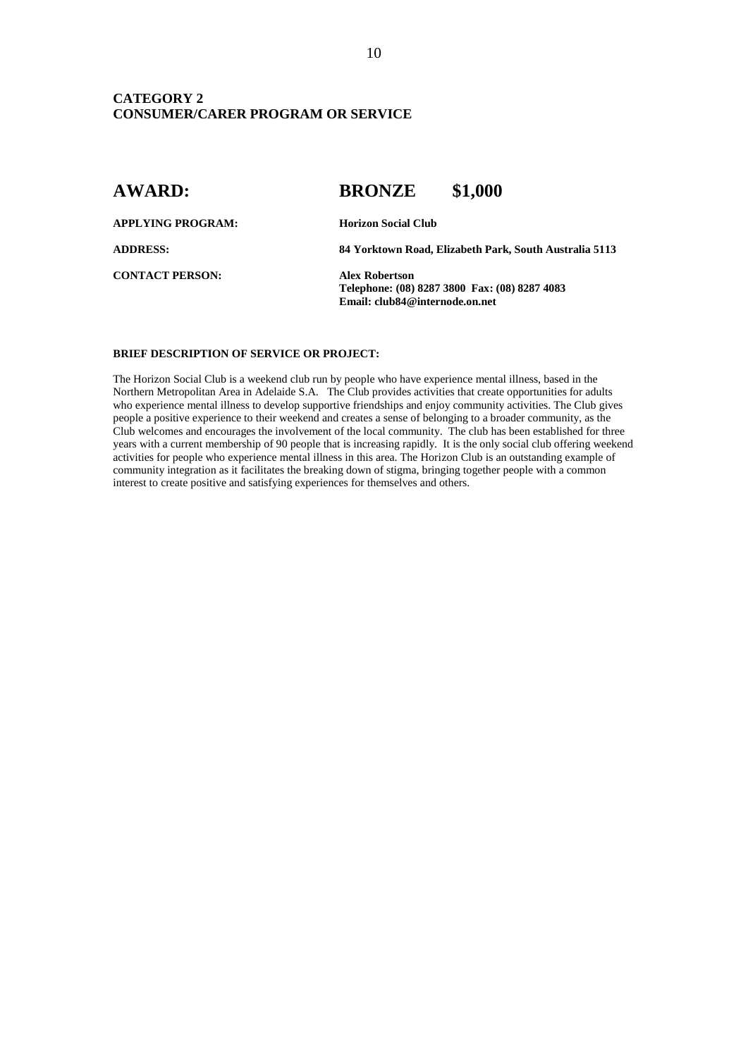## CATEGORY 2
## CONSUMER/CARER PROGRAM OR SERVICE

## AWARD: BRONZE $1,000

**APPLYING PROGRAM:** **Horizon Social Club**

**ADDRESS:** **84 Yorktown Road, Elizabeth Park, South Australia 5113**

**CONTACT PERSON:** **Alex Robertson**
**Telephone: (08) 8287 3800 Fax: (08) 8287 4083**
**Email: club84@internode.on.net**

**BRIEF DESCRIPTION OF SERVICE OR PROJECT:**

The Horizon Social Club is a weekend club run by people who have experience mental illness, based in the Northern Metropolitan Area in Adelaide S.A. The Club provides activities that create opportunities for adults who experience mental illness to develop supportive friendships and enjoy community activities. The Club gives people a positive experience to their weekend and creates a sense of belonging to a broader community, as the Club welcomes and encourages the involvement of the local community. The club has been established for three years with a current membership of 90 people that is increasing rapidly. It is the only social club offering weekend activities for people who experience mental illness in this area. The Horizon Club is an outstanding example of community integration as it facilitates the breaking down of stigma, bringing together people with a common interest to create positive and satisfying experiences for themselves and others.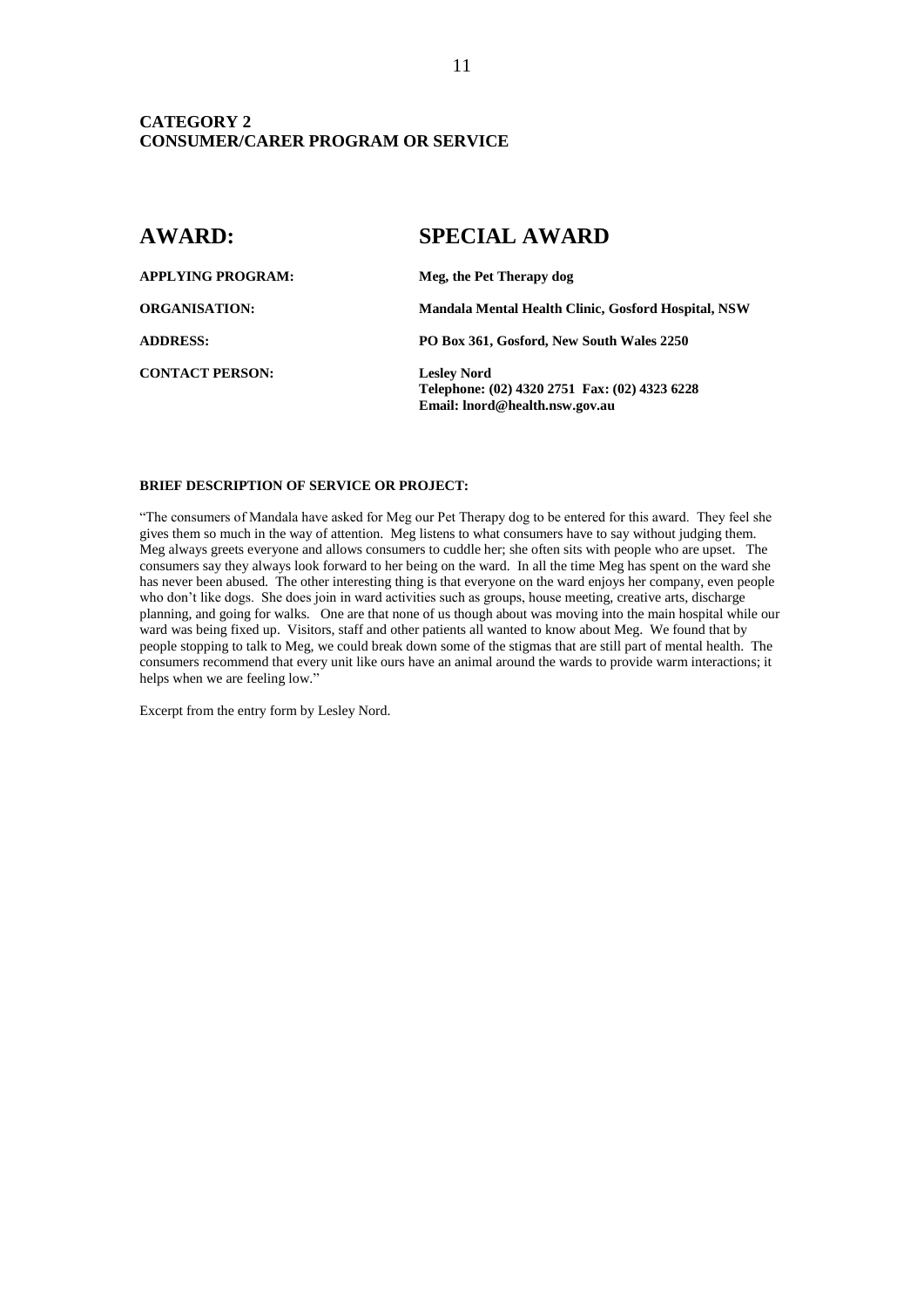**CATEGORY 2**
**CONSUMER/CARER PROGRAM OR SERVICE**

# AWARD: SPECIAL AWARD

| | |
|---|---|
| **APPLYING PROGRAM:** | **Meg, the Pet Therapy dog** |
| **ORGANISATION:** | **Mandala Mental Health Clinic, Gosford Hospital, NSW** |
| **ADDRESS:** | **PO Box 361, Gosford, New South Wales 2250** |
| **CONTACT PERSON:** | **Lesley Nord**<br>**Telephone: (02) 4320 2751 Fax: (02) 4323 6228**<br>**Email: lnord@health.nsw.gov.au** |

**BRIEF DESCRIPTION OF SERVICE OR PROJECT:**

"The consumers of Mandala have asked for Meg our Pet Therapy dog to be entered for this award. They feel she gives them so much in the way of attention. Meg listens to what consumers have to say without judging them. Meg always greets everyone and allows consumers to cuddle her; she often sits with people who are upset. The consumers say they always look forward to her being on the ward. In all the time Meg has spent on the ward she has never been abused. The other interesting thing is that everyone on the ward enjoys her company, even people who don't like dogs. She does join in ward activities such as groups, house meeting, creative arts, discharge planning, and going for walks. One are that none of us though about was moving into the main hospital while our ward was being fixed up. Visitors, staff and other patients all wanted to know about Meg. We found that by people stopping to talk to Meg, we could break down some of the stigmas that are still part of mental health. The consumers recommend that every unit like ours have an animal around the wards to provide warm interactions; it helps when we are feeling low."

Excerpt from the entry form by Lesley Nord.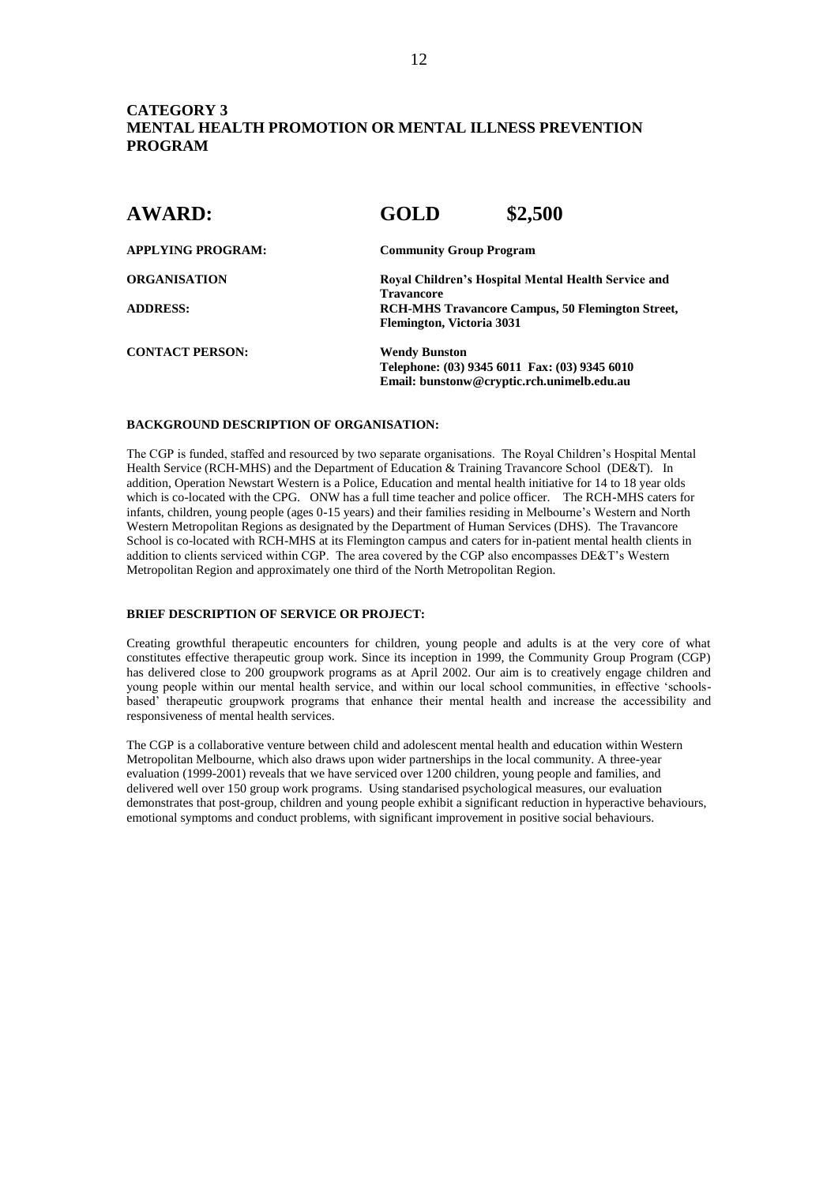## CATEGORY 3
## MENTAL HEALTH PROMOTION OR MENTAL ILLNESS PREVENTION PROGRAM

| | | |
|---|---|---|
| **AWARD:** | **GOLD** | **$2,500** |
| **APPLYING PROGRAM:** | **Community Group Program** | |
| **ORGANISATION** | **Royal Children's Hospital Mental Health Service and Travancore** | |
| **ADDRESS:** | **RCH-MHS Travancore Campus, 50 Flemington Street, Flemington, Victoria 3031** | |
| **CONTACT PERSON:** | **Wendy Bunston**<br>**Telephone: (03) 9345 6011 Fax: (03) 9345 6010**<br>**Email: bunstonw@cryptic.rch.unimelb.edu.au** | |

**BACKGROUND DESCRIPTION OF ORGANISATION:**

The CGP is funded, staffed and resourced by two separate organisations. The Royal Children's Hospital Mental Health Service (RCH-MHS) and the Department of Education & Training Travancore School (DE&T). In addition, Operation Newstart Western is a Police, Education and mental health initiative for 14 to 18 year olds which is co-located with the CPG. ONW has a full time teacher and police officer. The RCH-MHS caters for infants, children, young people (ages 0-15 years) and their families residing in Melbourne's Western and North Western Metropolitan Regions as designated by the Department of Human Services (DHS). The Travancore School is co-located with RCH-MHS at its Flemington campus and caters for in-patient mental health clients in addition to clients serviced within CGP. The area covered by the CGP also encompasses DE&T's Western Metropolitan Region and approximately one third of the North Metropolitan Region.

**BRIEF DESCRIPTION OF SERVICE OR PROJECT:**

Creating growthful therapeutic encounters for children, young people and adults is at the very core of what constitutes effective therapeutic group work. Since its inception in 1999, the Community Group Program (CGP) has delivered close to 200 groupwork programs as at April 2002. Our aim is to creatively engage children and young people within our mental health service, and within our local school communities, in effective 'schools-based' therapeutic groupwork programs that enhance their mental health and increase the accessibility and responsiveness of mental health services.

The CGP is a collaborative venture between child and adolescent mental health and education within Western Metropolitan Melbourne, which also draws upon wider partnerships in the local community. A three-year evaluation (1999-2001) reveals that we have serviced over 1200 children, young people and families, and delivered well over 150 group work programs. Using standarised psychological measures, our evaluation demonstrates that post-group, children and young people exhibit a significant reduction in hyperactive behaviours, emotional symptoms and conduct problems, with significant improvement in positive social behaviours.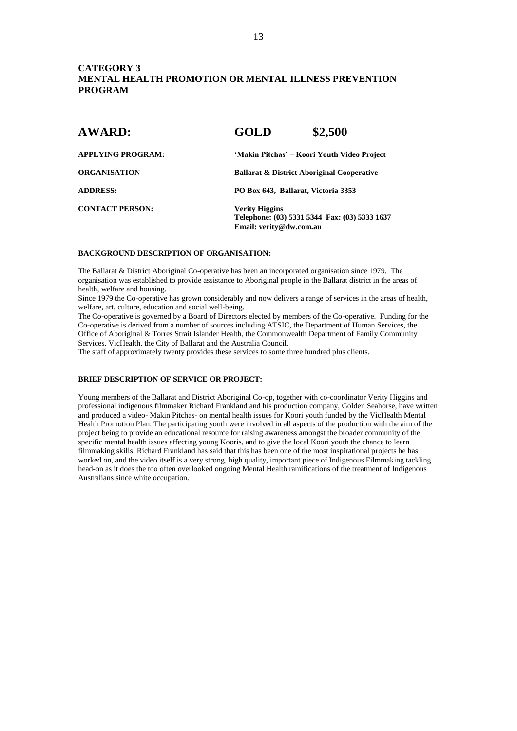## CATEGORY 3
## MENTAL HEALTH PROMOTION OR MENTAL ILLNESS PREVENTION PROGRAM

# AWARD: GOLD $2,500

**APPLYING PROGRAM:** **'Makin Pitchas' – Koori Youth Video Project**

**ORGANISATION** **Ballarat & District Aboriginal Cooperative**

**ADDRESS:** **PO Box 643, Ballarat, Victoria 3353**

**CONTACT PERSON:** **Verity Higgins**
**Telephone: (03) 5331 5344 Fax: (03) 5333 1637**
**Email: verity@dw.com.au**

**BACKGROUND DESCRIPTION OF ORGANISATION:**

The Ballarat & District Aboriginal Co-operative has been an incorporated organisation since 1979. The organisation was established to provide assistance to Aboriginal people in the Ballarat district in the areas of health, welfare and housing.

Since 1979 the Co-operative has grown considerably and now delivers a range of services in the areas of health, welfare, art, culture, education and social well-being.

The Co-operative is governed by a Board of Directors elected by members of the Co-operative. Funding for the Co-operative is derived from a number of sources including ATSIC, the Department of Human Services, the Office of Aboriginal & Torres Strait Islander Health, the Commonwealth Department of Family Community Services, VicHealth, the City of Ballarat and the Australia Council.

The staff of approximately twenty provides these services to some three hundred plus clients.

**BRIEF DESCRIPTION OF SERVICE OR PROJECT:**

Young members of the Ballarat and District Aboriginal Co-op, together with co-coordinator Verity Higgins and professional indigenous filmmaker Richard Frankland and his production company, Golden Seahorse, have written and produced a video- Makin Pitchas- on mental health issues for Koori youth funded by the VicHealth Mental Health Promotion Plan. The participating youth were involved in all aspects of the production with the aim of the project being to provide an educational resource for raising awareness amongst the broader community of the specific mental health issues affecting young Kooris, and to give the local Koori youth the chance to learn filmmaking skills. Richard Frankland has said that this has been one of the most inspirational projects he has worked on, and the video itself is a very strong, high quality, important piece of Indigenous Filmmaking tackling head-on as it does the too often overlooked ongoing Mental Health ramifications of the treatment of Indigenous Australians since white occupation.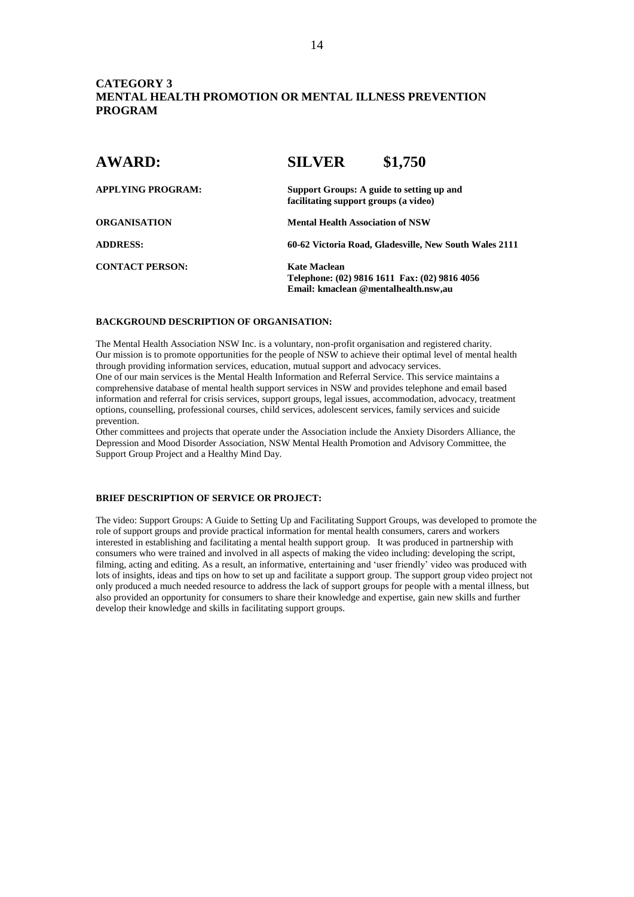## CATEGORY 3
## MENTAL HEALTH PROMOTION OR MENTAL ILLNESS PREVENTION PROGRAM

| | |
|---|---|
| **AWARD:** | **SILVER $1,750** |
| **APPLYING PROGRAM:** | **Support Groups: A guide to setting up and facilitating support groups (a video)** |
| **ORGANISATION** | **Mental Health Association of NSW** |
| **ADDRESS:** | **60-62 Victoria Road, Gladesville, New South Wales 2111** |
| **CONTACT PERSON:** | **Kate Maclean**<br>**Telephone: (02) 9816 1611 Fax: (02) 9816 4056**<br>**Email: kmaclean @mentalhealth.nsw,au** |

**BACKGROUND DESCRIPTION OF ORGANISATION:**

The Mental Health Association NSW Inc. is a voluntary, non-profit organisation and registered charity. Our mission is to promote opportunities for the people of NSW to achieve their optimal level of mental health through providing information services, education, mutual support and advocacy services.
One of our main services is the Mental Health Information and Referral Service. This service maintains a comprehensive database of mental health support services in NSW and provides telephone and email based information and referral for crisis services, support groups, legal issues, accommodation, advocacy, treatment options, counselling, professional courses, child services, adolescent services, family services and suicide prevention.
Other committees and projects that operate under the Association include the Anxiety Disorders Alliance, the Depression and Mood Disorder Association, NSW Mental Health Promotion and Advisory Committee, the Support Group Project and a Healthy Mind Day.

**BRIEF DESCRIPTION OF SERVICE OR PROJECT:**

The video: Support Groups: A Guide to Setting Up and Facilitating Support Groups, was developed to promote the role of support groups and provide practical information for mental health consumers, carers and workers interested in establishing and facilitating a mental health support group. It was produced in partnership with consumers who were trained and involved in all aspects of making the video including: developing the script, filming, acting and editing. As a result, an informative, entertaining and 'user friendly' video was produced with lots of insights, ideas and tips on how to set up and facilitate a support group. The support group video project not only produced a much needed resource to address the lack of support groups for people with a mental illness, but also provided an opportunity for consumers to share their knowledge and expertise, gain new skills and further develop their knowledge and skills in facilitating support groups.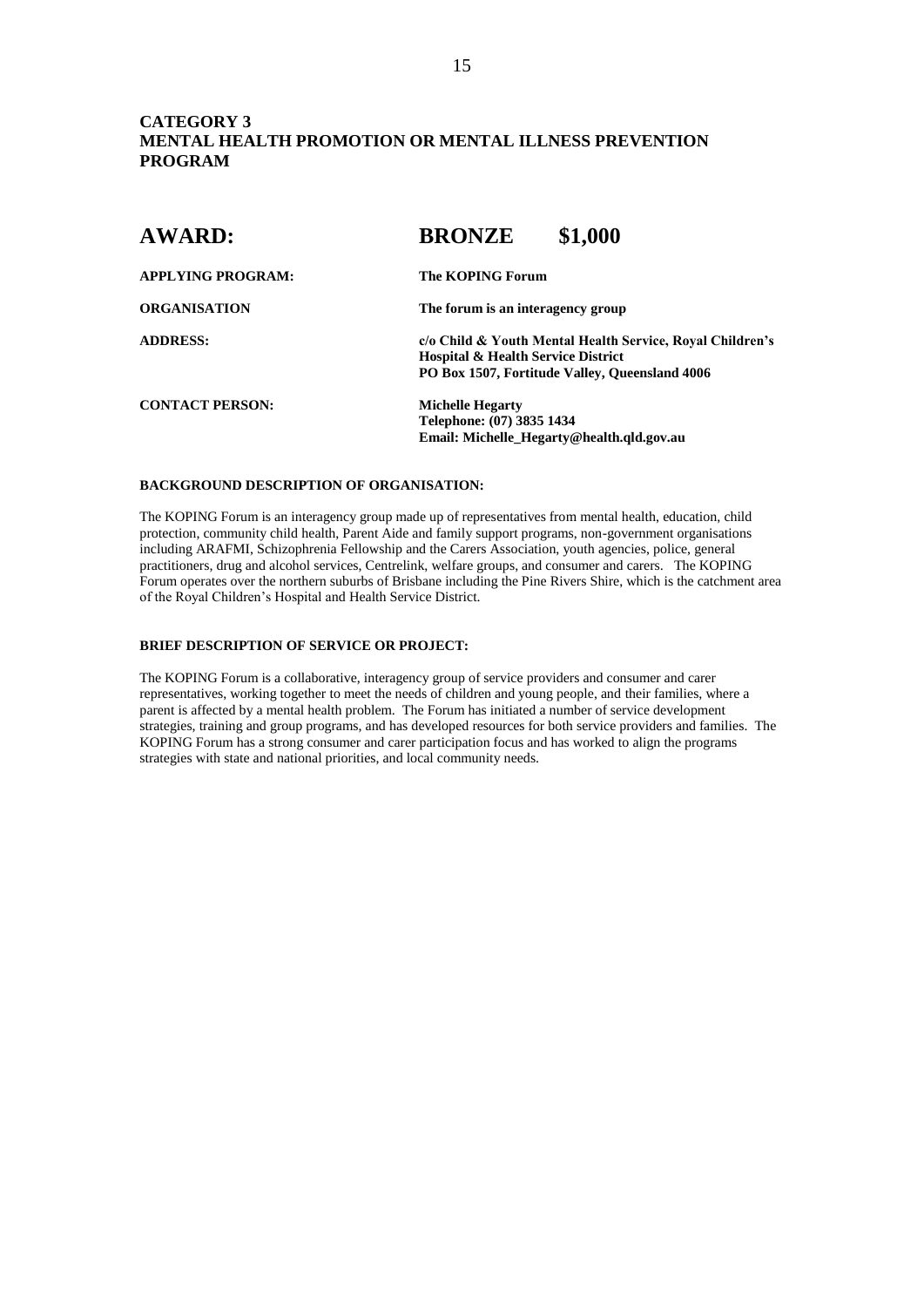## CATEGORY 3
## MENTAL HEALTH PROMOTION OR MENTAL ILLNESS PREVENTION PROGRAM

| | |
|---|---|
| **AWARD:** | **BRONZE $1,000** |
| **APPLYING PROGRAM:** | **The KOPING Forum** |
| **ORGANISATION** | **The forum is an interagency group** |
| **ADDRESS:** | **c/o Child & Youth Mental Health Service, Royal Children's Hospital & Health Service District**<br>**PO Box 1507, Fortitude Valley, Queensland 4006** |
| **CONTACT PERSON:** | **Michelle Hegarty**<br>**Telephone: (07) 3835 1434**<br>**Email: Michelle_Hegarty@health.qld.gov.au** |

**BACKGROUND DESCRIPTION OF ORGANISATION:**

The KOPING Forum is an interagency group made up of representatives from mental health, education, child protection, community child health, Parent Aide and family support programs, non-government organisations including ARAFMI, Schizophrenia Fellowship and the Carers Association, youth agencies, police, general practitioners, drug and alcohol services, Centrelink, welfare groups, and consumer and carers. The KOPING Forum operates over the northern suburbs of Brisbane including the Pine Rivers Shire, which is the catchment area of the Royal Children's Hospital and Health Service District.

**BRIEF DESCRIPTION OF SERVICE OR PROJECT:**

The KOPING Forum is a collaborative, interagency group of service providers and consumer and carer representatives, working together to meet the needs of children and young people, and their families, where a parent is affected by a mental health problem. The Forum has initiated a number of service development strategies, training and group programs, and has developed resources for both service providers and families. The KOPING Forum has a strong consumer and carer participation focus and has worked to align the programs strategies with state and national priorities, and local community needs.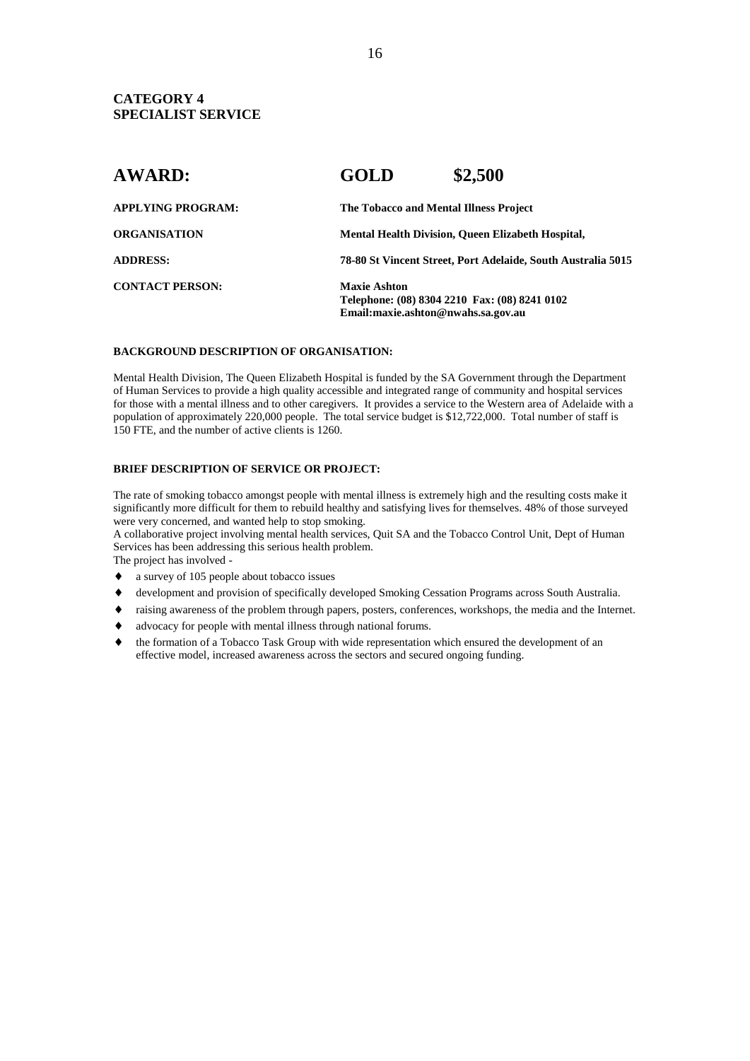**CATEGORY 4**
**SPECIALIST SERVICE**

| | |
|---|---|
| **AWARD:** | **GOLD $2,500** |
| **APPLYING PROGRAM:** | **The Tobacco and Mental Illness Project** |
| **ORGANISATION** | **Mental Health Division, Queen Elizabeth Hospital,** |
| **ADDRESS:** | **78-80 St Vincent Street, Port Adelaide, South Australia 5015** |
| **CONTACT PERSON:** | **Maxie Ashton**<br>**Telephone: (08) 8304 2210 Fax: (08) 8241 0102**<br>**Email:maxie.ashton@nwahs.sa.gov.au** |

**BACKGROUND DESCRIPTION OF ORGANISATION:**

Mental Health Division, The Queen Elizabeth Hospital is funded by the SA Government through the Department of Human Services to provide a high quality accessible and integrated range of community and hospital services for those with a mental illness and to other caregivers. It provides a service to the Western area of Adelaide with a population of approximately 220,000 people. The total service budget is $12,722,000. Total number of staff is 150 FTE, and the number of active clients is 1260.

**BRIEF DESCRIPTION OF SERVICE OR PROJECT:**

The rate of smoking tobacco amongst people with mental illness is extremely high and the resulting costs make it significantly more difficult for them to rebuild healthy and satisfying lives for themselves. 48% of those surveyed were very concerned, and wanted help to stop smoking.
A collaborative project involving mental health services, Quit SA and the Tobacco Control Unit, Dept of Human Services has been addressing this serious health problem.
The project has involved -

- a survey of 105 people about tobacco issues
- development and provision of specifically developed Smoking Cessation Programs across South Australia.
- raising awareness of the problem through papers, posters, conferences, workshops, the media and the Internet.
- advocacy for people with mental illness through national forums.
- the formation of a Tobacco Task Group with wide representation which ensured the development of an effective model, increased awareness across the sectors and secured ongoing funding.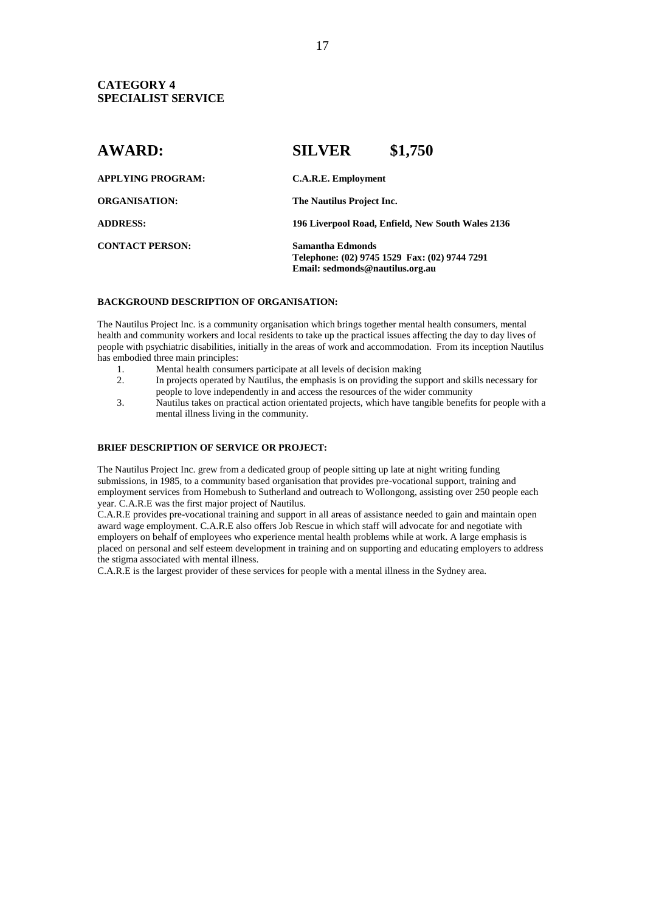**CATEGORY 4**
**SPECIALIST SERVICE**

## AWARD: SILVER $1,750

**APPLYING PROGRAM:** **C.A.R.E. Employment**

**ORGANISATION:** **The Nautilus Project Inc.**

**ADDRESS:** **196 Liverpool Road, Enfield, New South Wales 2136**

**CONTACT PERSON:** **Samantha Edmonds**
**Telephone: (02) 9745 1529 Fax: (02) 9744 7291**
**Email: sedmonds@nautilus.org.au**

**BACKGROUND DESCRIPTION OF ORGANISATION:**

The Nautilus Project Inc. is a community organisation which brings together mental health consumers, mental health and community workers and local residents to take up the practical issues affecting the day to day lives of people with psychiatric disabilities, initially in the areas of work and accommodation. From its inception Nautilus has embodied three main principles:

1. Mental health consumers participate at all levels of decision making
2. In projects operated by Nautilus, the emphasis is on providing the support and skills necessary for people to love independently in and access the resources of the wider community
3. Nautilus takes on practical action orientated projects, which have tangible benefits for people with a mental illness living in the community.

**BRIEF DESCRIPTION OF SERVICE OR PROJECT:**

The Nautilus Project Inc. grew from a dedicated group of people sitting up late at night writing funding submissions, in 1985, to a community based organisation that provides pre-vocational support, training and employment services from Homebush to Sutherland and outreach to Wollongong, assisting over 250 people each year. C.A.R.E was the first major project of Nautilus.

C.A.R.E provides pre-vocational training and support in all areas of assistance needed to gain and maintain open award wage employment. C.A.R.E also offers Job Rescue in which staff will advocate for and negotiate with employers on behalf of employees who experience mental health problems while at work. A large emphasis is placed on personal and self esteem development in training and on supporting and educating employers to address the stigma associated with mental illness.

C.A.R.E is the largest provider of these services for people with a mental illness in the Sydney area.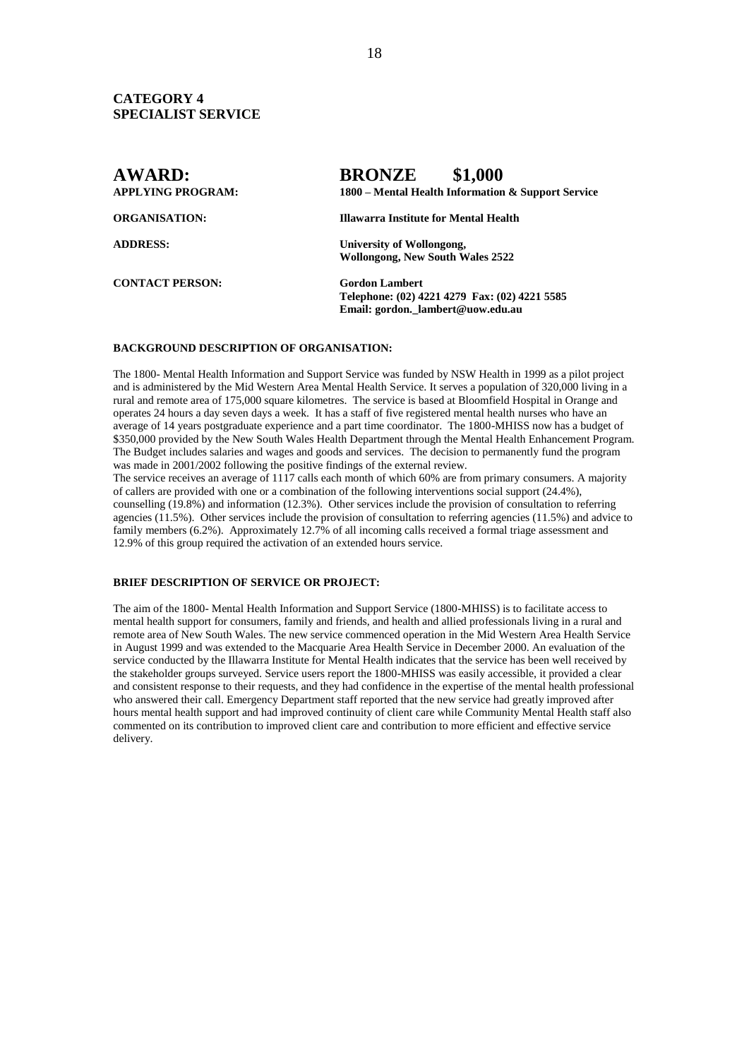**CATEGORY 4**
**SPECIALIST SERVICE**

| | |
|---|---|
| **AWARD:** | **BRONZE $1,000** |
| **APPLYING PROGRAM:** | **1800 – Mental Health Information & Support Service** |
| **ORGANISATION:** | **Illawarra Institute for Mental Health** |
| **ADDRESS:** | **University of Wollongong, Wollongong, New South Wales 2522** |
| **CONTACT PERSON:** | **Gordon Lambert**<br>**Telephone: (02) 4221 4279 Fax: (02) 4221 5585**<br>**Email: gordon._lambert@uow.edu.au** |

**BACKGROUND DESCRIPTION OF ORGANISATION:**

The 1800- Mental Health Information and Support Service was funded by NSW Health in 1999 as a pilot project and is administered by the Mid Western Area Mental Health Service. It serves a population of 320,000 living in a rural and remote area of 175,000 square kilometres. The service is based at Bloomfield Hospital in Orange and operates 24 hours a day seven days a week. It has a staff of five registered mental health nurses who have an average of 14 years postgraduate experience and a part time coordinator. The 1800-MHISS now has a budget of $350,000 provided by the New South Wales Health Department through the Mental Health Enhancement Program. The Budget includes salaries and wages and goods and services. The decision to permanently fund the program was made in 2001/2002 following the positive findings of the external review.
The service receives an average of 1117 calls each month of which 60% are from primary consumers. A majority of callers are provided with one or a combination of the following interventions social support (24.4%), counselling (19.8%) and information (12.3%). Other services include the provision of consultation to referring agencies (11.5%). Other services include the provision of consultation to referring agencies (11.5%) and advice to family members (6.2%). Approximately 12.7% of all incoming calls received a formal triage assessment and 12.9% of this group required the activation of an extended hours service.

**BRIEF DESCRIPTION OF SERVICE OR PROJECT:**

The aim of the 1800- Mental Health Information and Support Service (1800-MHISS) is to facilitate access to mental health support for consumers, family and friends, and health and allied professionals living in a rural and remote area of New South Wales. The new service commenced operation in the Mid Western Area Health Service in August 1999 and was extended to the Macquarie Area Health Service in December 2000. An evaluation of the service conducted by the Illawarra Institute for Mental Health indicates that the service has been well received by the stakeholder groups surveyed. Service users report the 1800-MHISS was easily accessible, it provided a clear and consistent response to their requests, and they had confidence in the expertise of the mental health professional who answered their call. Emergency Department staff reported that the new service had greatly improved after hours mental health support and had improved continuity of client care while Community Mental Health staff also commented on its contribution to improved client care and contribution to more efficient and effective service delivery.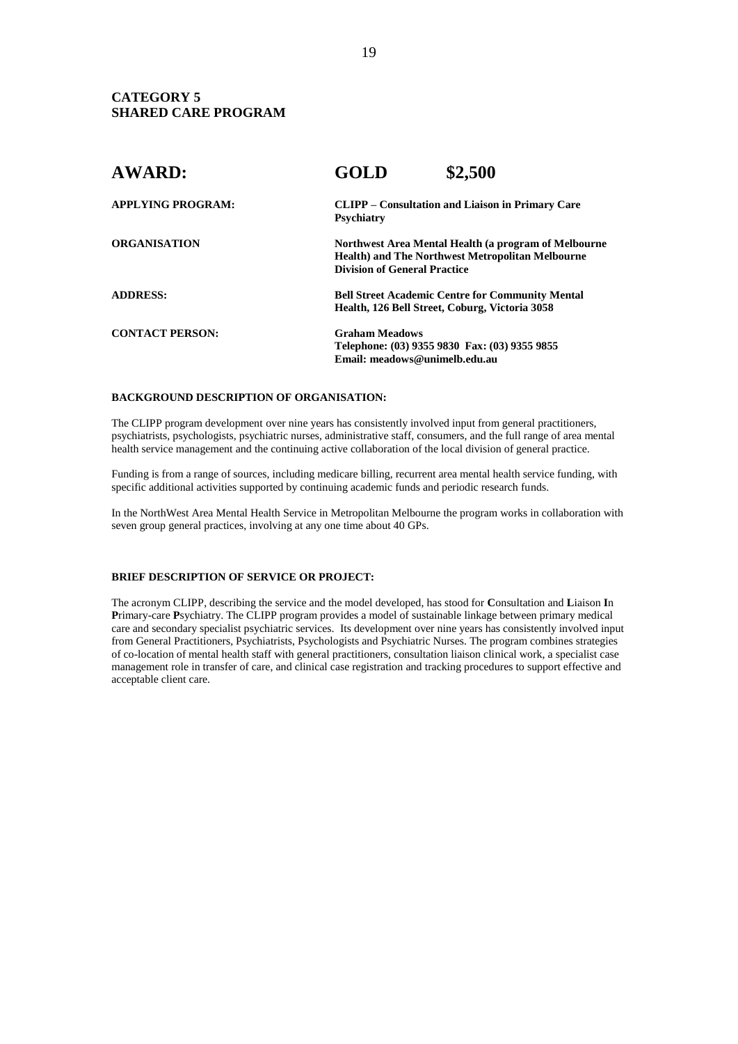## CATEGORY 5
## SHARED CARE PROGRAM

| | |
|---|---|
| **AWARD:** | **GOLD $2,500** |
| **APPLYING PROGRAM:** | **CLIPP – Consultation and Liaison in Primary Care Psychiatry** |
| **ORGANISATION** | **Northwest Area Mental Health (a program of Melbourne Health) and The Northwest Metropolitan Melbourne Division of General Practice** |
| **ADDRESS:** | **Bell Street Academic Centre for Community Mental Health, 126 Bell Street, Coburg, Victoria 3058** |
| **CONTACT PERSON:** | **Graham Meadows**<br>**Telephone: (03) 9355 9830 Fax: (03) 9355 9855**<br>**Email: meadows@unimelb.edu.au** |

**BACKGROUND DESCRIPTION OF ORGANISATION:**

The CLIPP program development over nine years has consistently involved input from general practitioners, psychiatrists, psychologists, psychiatric nurses, administrative staff, consumers, and the full range of area mental health service management and the continuing active collaboration of the local division of general practice.

Funding is from a range of sources, including medicare billing, recurrent area mental health service funding, with specific additional activities supported by continuing academic funds and periodic research funds.

In the NorthWest Area Mental Health Service in Metropolitan Melbourne the program works in collaboration with seven group general practices, involving at any one time about 40 GPs.

**BRIEF DESCRIPTION OF SERVICE OR PROJECT:**

The acronym CLIPP, describing the service and the model developed, has stood for **C**onsultation and **L**iaison **I**n **P**rimary-care **P**sychiatry. The CLIPP program provides a model of sustainable linkage between primary medical care and secondary specialist psychiatric services. Its development over nine years has consistently involved input from General Practitioners, Psychiatrists, Psychologists and Psychiatric Nurses. The program combines strategies of co-location of mental health staff with general practitioners, consultation liaison clinical work, a specialist case management role in transfer of care, and clinical case registration and tracking procedures to support effective and acceptable client care.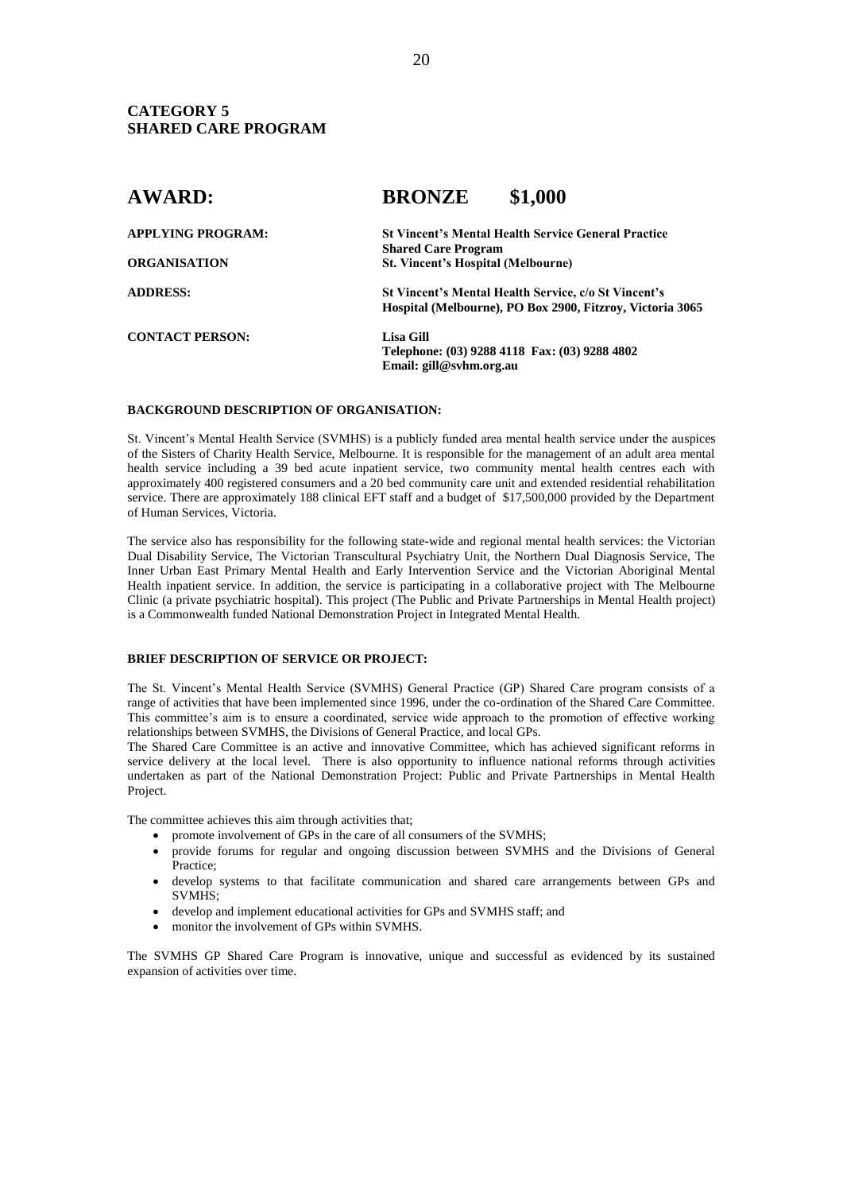## CATEGORY 5
## SHARED CARE PROGRAM

| | |
|---|---|
| **AWARD:** | **BRONZE $1,000** |
| **APPLYING PROGRAM:** | **St Vincent's Mental Health Service General Practice Shared Care Program** |
| **ORGANISATION** | **St. Vincent's Hospital (Melbourne)** |
| **ADDRESS:** | **St Vincent's Mental Health Service, c/o St Vincent's Hospital (Melbourne), PO Box 2900, Fitzroy, Victoria 3065** |
| **CONTACT PERSON:** | **Lisa Gill**<br>**Telephone: (03) 9288 4118 Fax: (03) 9288 4802**<br>**Email: gill@svhm.org.au** |

**BACKGROUND DESCRIPTION OF ORGANISATION:**

St. Vincent's Mental Health Service (SVMHS) is a publicly funded area mental health service under the auspices of the Sisters of Charity Health Service, Melbourne. It is responsible for the management of an adult area mental health service including a 39 bed acute inpatient service, two community mental health centres each with approximately 400 registered consumers and a 20 bed community care unit and extended residential rehabilitation service. There are approximately 188 clinical EFT staff and a budget of $17,500,000 provided by the Department of Human Services, Victoria.

The service also has responsibility for the following state-wide and regional mental health services: the Victorian Dual Disability Service, The Victorian Transcultural Psychiatry Unit, the Northern Dual Diagnosis Service, The Inner Urban East Primary Mental Health and Early Intervention Service and the Victorian Aboriginal Mental Health inpatient service. In addition, the service is participating in a collaborative project with The Melbourne Clinic (a private psychiatric hospital). This project (The Public and Private Partnerships in Mental Health project) is a Commonwealth funded National Demonstration Project in Integrated Mental Health.

**BRIEF DESCRIPTION OF SERVICE OR PROJECT:**

The St. Vincent's Mental Health Service (SVMHS) General Practice (GP) Shared Care program consists of a range of activities that have been implemented since 1996, under the co-ordination of the Shared Care Committee. This committee's aim is to ensure a coordinated, service wide approach to the promotion of effective working relationships between SVMHS, the Divisions of General Practice, and local GPs.

The Shared Care Committee is an active and innovative Committee, which has achieved significant reforms in service delivery at the local level. There is also opportunity to influence national reforms through activities undertaken as part of the National Demonstration Project: Public and Private Partnerships in Mental Health Project.

The committee achieves this aim through activities that;

- promote involvement of GPs in the care of all consumers of the SVMHS;
- provide forums for regular and ongoing discussion between SVMHS and the Divisions of General Practice;
- develop systems to that facilitate communication and shared care arrangements between GPs and SVMHS;
- develop and implement educational activities for GPs and SVMHS staff; and
- monitor the involvement of GPs within SVMHS.

The SVMHS GP Shared Care Program is innovative, unique and successful as evidenced by its sustained expansion of activities over time.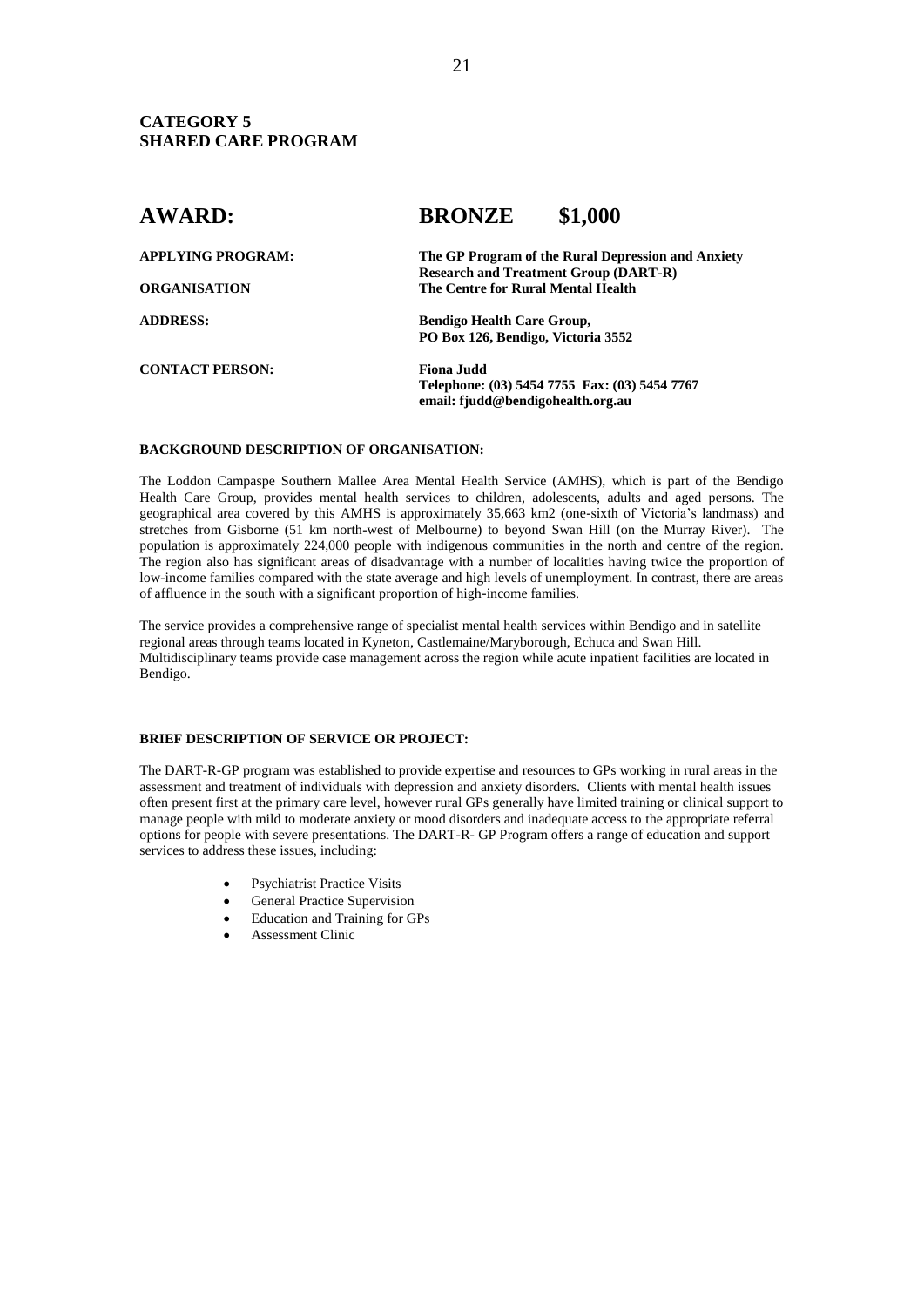## CATEGORY 5
## SHARED CARE PROGRAM

| | |
|---|---|
| **AWARD:** | **BRONZE $1,000** |
| **APPLYING PROGRAM:** | **The GP Program of the Rural Depression and Anxiety Research and Treatment Group (DART-R)** |
| **ORGANISATION** | **The Centre for Rural Mental Health** |
| **ADDRESS:** | **Bendigo Health Care Group, PO Box 126, Bendigo, Victoria 3552** |
| **CONTACT PERSON:** | **Fiona Judd Telephone: (03) 5454 7755 Fax: (03) 5454 7767 email: fjudd@bendigohealth.org.au** |

**BACKGROUND DESCRIPTION OF ORGANISATION:**

The Loddon Campaspe Southern Mallee Area Mental Health Service (AMHS), which is part of the Bendigo Health Care Group, provides mental health services to children, adolescents, adults and aged persons. The geographical area covered by this AMHS is approximately 35,663 km2 (one-sixth of Victoria's landmass) and stretches from Gisborne (51 km north-west of Melbourne) to beyond Swan Hill (on the Murray River). The population is approximately 224,000 people with indigenous communities in the north and centre of the region. The region also has significant areas of disadvantage with a number of localities having twice the proportion of low-income families compared with the state average and high levels of unemployment. In contrast, there are areas of affluence in the south with a significant proportion of high-income families.

The service provides a comprehensive range of specialist mental health services within Bendigo and in satellite regional areas through teams located in Kyneton, Castlemaine/Maryborough, Echuca and Swan Hill. Multidisciplinary teams provide case management across the region while acute inpatient facilities are located in Bendigo.

**BRIEF DESCRIPTION OF SERVICE OR PROJECT:**

The DART-R-GP program was established to provide expertise and resources to GPs working in rural areas in the assessment and treatment of individuals with depression and anxiety disorders. Clients with mental health issues often present first at the primary care level, however rural GPs generally have limited training or clinical support to manage people with mild to moderate anxiety or mood disorders and inadequate access to the appropriate referral options for people with severe presentations. The DART-R- GP Program offers a range of education and support services to address these issues, including:

- Psychiatrist Practice Visits
- General Practice Supervision
- Education and Training for GPs
- Assessment Clinic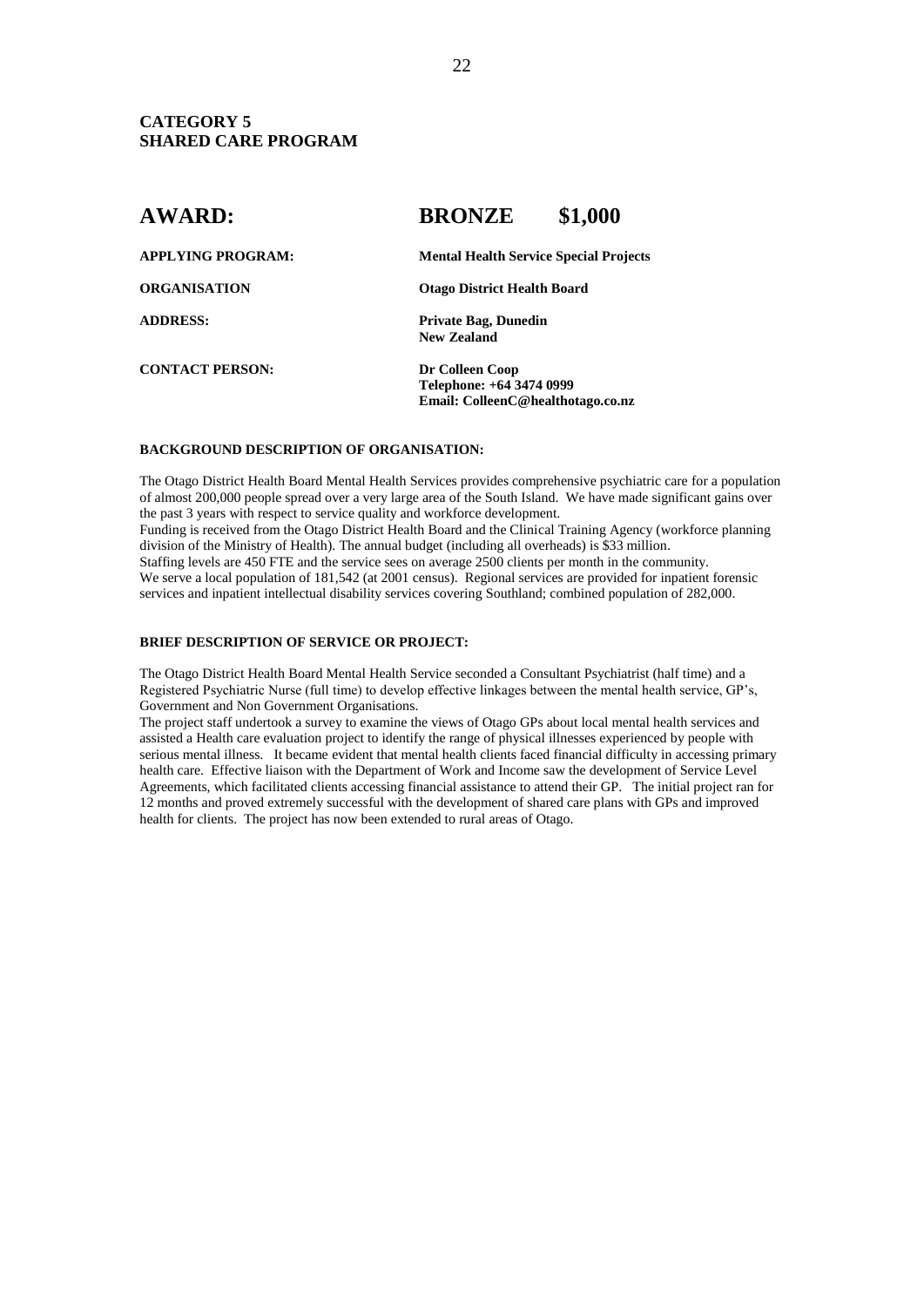**CATEGORY 5**
**SHARED CARE PROGRAM**

## AWARD: BRONZE $1,000

| | |
|---|---|
| **APPLYING PROGRAM:** | **Mental Health Service Special Projects** |
| **ORGANISATION** | **Otago District Health Board** |
| **ADDRESS:** | **Private Bag, Dunedin**<br>**New Zealand** |
| **CONTACT PERSON:** | **Dr Colleen Coop**<br>**Telephone: +64 3474 0999**<br>**Email: ColleenC@healthotago.co.nz** |

**BACKGROUND DESCRIPTION OF ORGANISATION:**

The Otago District Health Board Mental Health Services provides comprehensive psychiatric care for a population of almost 200,000 people spread over a very large area of the South Island. We have made significant gains over the past 3 years with respect to service quality and workforce development.
Funding is received from the Otago District Health Board and the Clinical Training Agency (workforce planning division of the Ministry of Health). The annual budget (including all overheads) is $33 million.
Staffing levels are 450 FTE and the service sees on average 2500 clients per month in the community.
We serve a local population of 181,542 (at 2001 census). Regional services are provided for inpatient forensic services and inpatient intellectual disability services covering Southland; combined population of 282,000.

**BRIEF DESCRIPTION OF SERVICE OR PROJECT:**

The Otago District Health Board Mental Health Service seconded a Consultant Psychiatrist (half time) and a Registered Psychiatric Nurse (full time) to develop effective linkages between the mental health service, GP's, Government and Non Government Organisations.
The project staff undertook a survey to examine the views of Otago GPs about local mental health services and assisted a Health care evaluation project to identify the range of physical illnesses experienced by people with serious mental illness. It became evident that mental health clients faced financial difficulty in accessing primary health care. Effective liaison with the Department of Work and Income saw the development of Service Level Agreements, which facilitated clients accessing financial assistance to attend their GP. The initial project ran for 12 months and proved extremely successful with the development of shared care plans with GPs and improved health for clients. The project has now been extended to rural areas of Otago.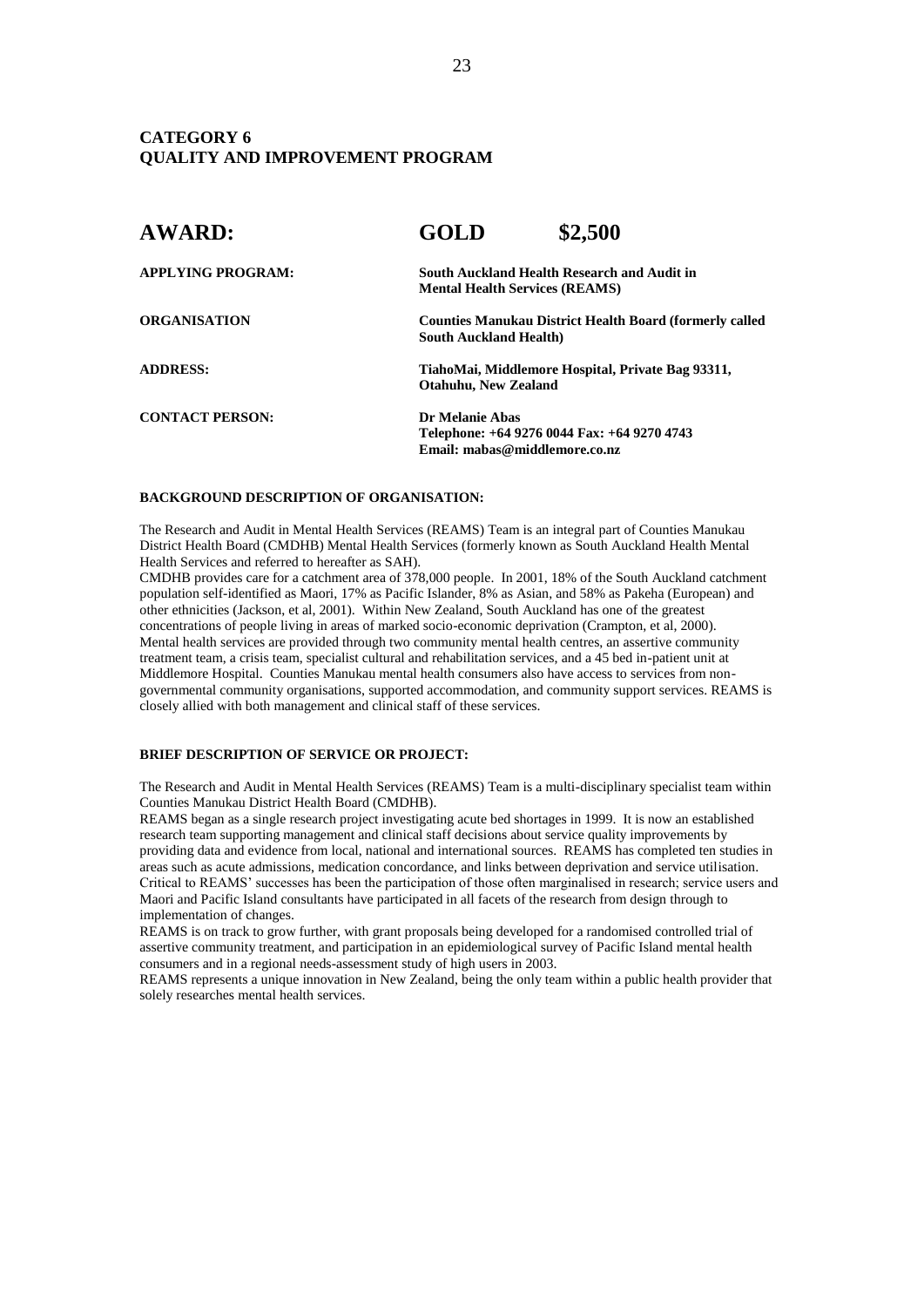## CATEGORY 6
## QUALITY AND IMPROVEMENT PROGRAM

| | |
|---|---|
| **AWARD:** | **GOLD $2,500** |
| **APPLYING PROGRAM:** | **South Auckland Health Research and Audit in Mental Health Services (REAMS)** |
| **ORGANISATION** | **Counties Manukau District Health Board (formerly called South Auckland Health)** |
| **ADDRESS:** | **TiahoMai, Middlemore Hospital, Private Bag 93311, Otahuhu, New Zealand** |
| **CONTACT PERSON:** | **Dr Melanie Abas**<br>**Telephone: +64 9276 0044 Fax: +64 9270 4743**<br>**Email: mabas@middlemore.co.nz** |

**BACKGROUND DESCRIPTION OF ORGANISATION:**

The Research and Audit in Mental Health Services (REAMS) Team is an integral part of Counties Manukau District Health Board (CMDHB) Mental Health Services (formerly known as South Auckland Health Mental Health Services and referred to hereafter as SAH).

CMDHB provides care for a catchment area of 378,000 people. In 2001, 18% of the South Auckland catchment population self-identified as Maori, 17% as Pacific Islander, 8% as Asian, and 58% as Pakeha (European) and other ethnicities (Jackson, et al, 2001). Within New Zealand, South Auckland has one of the greatest concentrations of people living in areas of marked socio-economic deprivation (Crampton, et al, 2000). Mental health services are provided through two community mental health centres, an assertive community treatment team, a crisis team, specialist cultural and rehabilitation services, and a 45 bed in-patient unit at Middlemore Hospital. Counties Manukau mental health consumers also have access to services from non-governmental community organisations, supported accommodation, and community support services. REAMS is closely allied with both management and clinical staff of these services.

**BRIEF DESCRIPTION OF SERVICE OR PROJECT:**

The Research and Audit in Mental Health Services (REAMS) Team is a multi-disciplinary specialist team within Counties Manukau District Health Board (CMDHB).

REAMS began as a single research project investigating acute bed shortages in 1999. It is now an established research team supporting management and clinical staff decisions about service quality improvements by providing data and evidence from local, national and international sources. REAMS has completed ten studies in areas such as acute admissions, medication concordance, and links between deprivation and service utilisation. Critical to REAMS' successes has been the participation of those often marginalised in research; service users and Maori and Pacific Island consultants have participated in all facets of the research from design through to implementation of changes.

REAMS is on track to grow further, with grant proposals being developed for a randomised controlled trial of assertive community treatment, and participation in an epidemiological survey of Pacific Island mental health consumers and in a regional needs-assessment study of high users in 2003.

REAMS represents a unique innovation in New Zealand, being the only team within a public health provider that solely researches mental health services.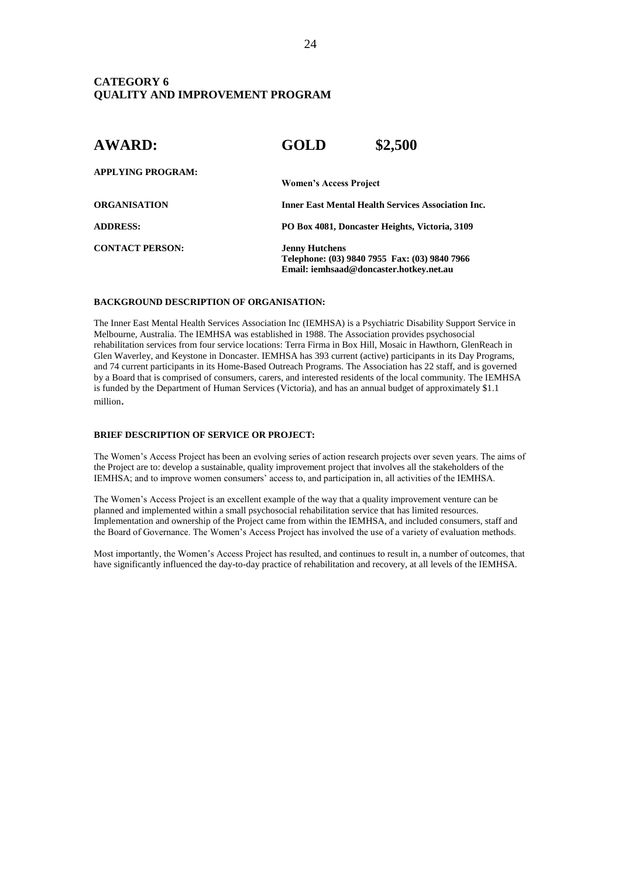## CATEGORY 6
## QUALITY AND IMPROVEMENT PROGRAM

| | | |
|---|---|---|
| **AWARD:** | **GOLD** | **$2,500** |

**APPLYING PROGRAM:** **Women's Access Project**

**ORGANISATION** **Inner East Mental Health Services Association Inc.**

**ADDRESS:** **PO Box 4081, Doncaster Heights, Victoria, 3109**

**CONTACT PERSON:** **Jenny Hutchens**
**Telephone: (03) 9840 7955 Fax: (03) 9840 7966**
**Email: iemhsaad@doncaster.hotkey.net.au**

**BACKGROUND DESCRIPTION OF ORGANISATION:**

The Inner East Mental Health Services Association Inc (IEMHSA) is a Psychiatric Disability Support Service in Melbourne, Australia. The IEMHSA was established in 1988. The Association provides psychosocial rehabilitation services from four service locations: Terra Firma in Box Hill, Mosaic in Hawthorn, GlenReach in Glen Waverley, and Keystone in Doncaster. IEMHSA has 393 current (active) participants in its Day Programs, and 74 current participants in its Home-Based Outreach Programs. The Association has 22 staff, and is governed by a Board that is comprised of consumers, carers, and interested residents of the local community. The IEMHSA is funded by the Department of Human Services (Victoria), and has an annual budget of approximately $1.1 million.

**BRIEF DESCRIPTION OF SERVICE OR PROJECT:**

The Women's Access Project has been an evolving series of action research projects over seven years. The aims of the Project are to: develop a sustainable, quality improvement project that involves all the stakeholders of the IEMHSA; and to improve women consumers' access to, and participation in, all activities of the IEMHSA.

The Women's Access Project is an excellent example of the way that a quality improvement venture can be planned and implemented within a small psychosocial rehabilitation service that has limited resources. Implementation and ownership of the Project came from within the IEMHSA, and included consumers, staff and the Board of Governance. The Women's Access Project has involved the use of a variety of evaluation methods.

Most importantly, the Women's Access Project has resulted, and continues to result in, a number of outcomes, that have significantly influenced the day-to-day practice of rehabilitation and recovery, at all levels of the IEMHSA.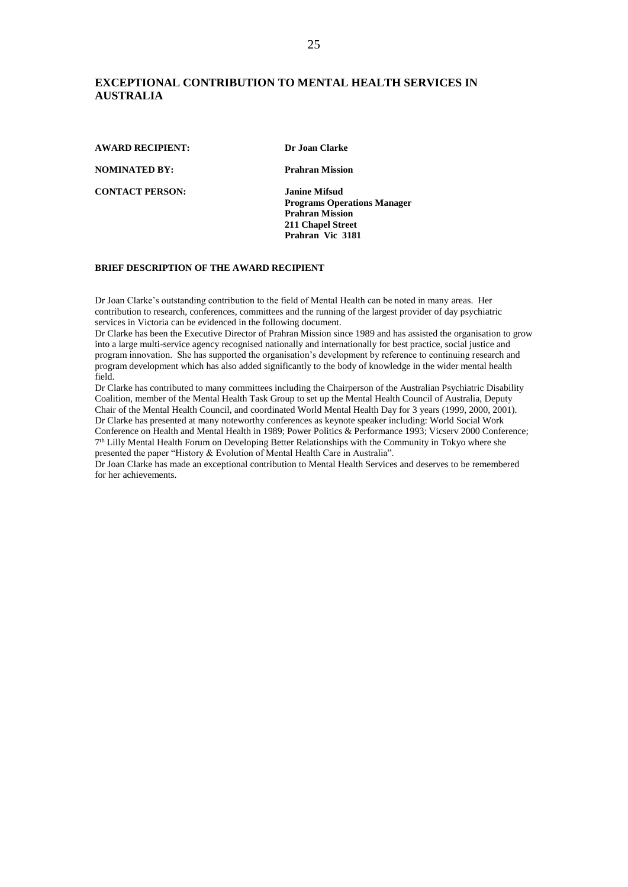## EXCEPTIONAL CONTRIBUTION TO MENTAL HEALTH SERVICES IN AUSTRALIA

**AWARD RECIPIENT:** **Dr Joan Clarke**

**NOMINATED BY:** **Prahran Mission**

**CONTACT PERSON:** **Janine Mifsud**
**Programs Operations Manager**
**Prahran Mission**
**211 Chapel Street**
**Prahran Vic 3181**

### BRIEF DESCRIPTION OF THE AWARD RECIPIENT

Dr Joan Clarke's outstanding contribution to the field of Mental Health can be noted in many areas. Her contribution to research, conferences, committees and the running of the largest provider of day psychiatric services in Victoria can be evidenced in the following document.

Dr Clarke has been the Executive Director of Prahran Mission since 1989 and has assisted the organisation to grow into a large multi-service agency recognised nationally and internationally for best practice, social justice and program innovation. She has supported the organisation's development by reference to continuing research and program development which has also added significantly to the body of knowledge in the wider mental health field.

Dr Clarke has contributed to many committees including the Chairperson of the Australian Psychiatric Disability Coalition, member of the Mental Health Task Group to set up the Mental Health Council of Australia, Deputy Chair of the Mental Health Council, and coordinated World Mental Health Day for 3 years (1999, 2000, 2001).

Dr Clarke has presented at many noteworthy conferences as keynote speaker including: World Social Work Conference on Health and Mental Health in 1989; Power Politics & Performance 1993; Vicserv 2000 Conference; 7th Lilly Mental Health Forum on Developing Better Relationships with the Community in Tokyo where she presented the paper "History & Evolution of Mental Health Care in Australia".

Dr Joan Clarke has made an exceptional contribution to Mental Health Services and deserves to be remembered for her achievements.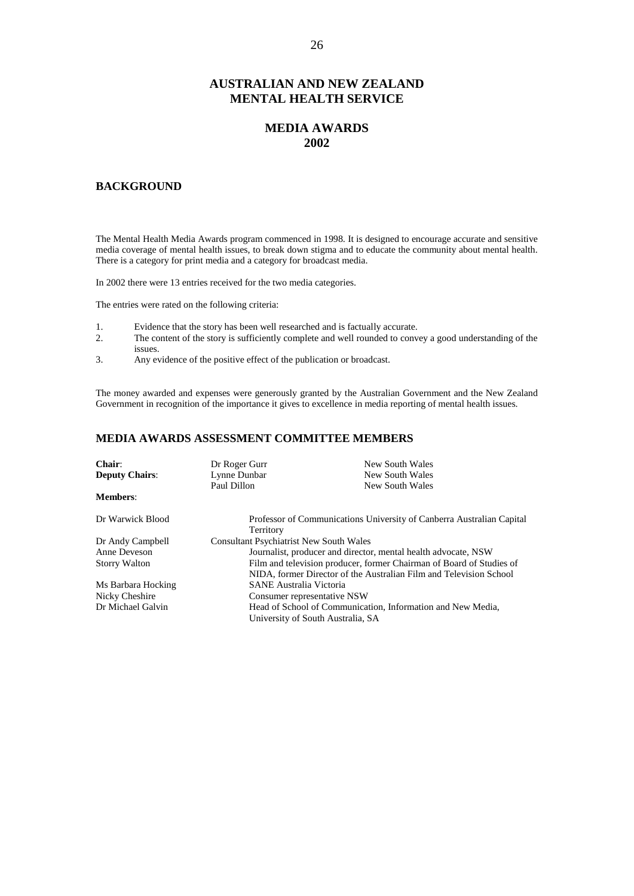# AUSTRALIAN AND NEW ZEALAND MENTAL HEALTH SERVICE

# MEDIA AWARDS 2002

## BACKGROUND

The Mental Health Media Awards program commenced in 1998. It is designed to encourage accurate and sensitive media coverage of mental health issues, to break down stigma and to educate the community about mental health. There is a category for print media and a category for broadcast media.

In 2002 there were 13 entries received for the two media categories.

The entries were rated on the following criteria:

1. Evidence that the story has been well researched and is factually accurate.
2. The content of the story is sufficiently complete and well rounded to convey a good understanding of the issues.
3. Any evidence of the positive effect of the publication or broadcast.

The money awarded and expenses were generously granted by the Australian Government and the New Zealand Government in recognition of the importance it gives to excellence in media reporting of mental health issues.

## MEDIA AWARDS ASSESSMENT COMMITTEE MEMBERS

| | | |
|---|---|---|
| **Chair**: | Dr Roger Gurr | New South Wales |
| **Deputy Chairs**: | Lynne Dunbar | New South Wales |
| | Paul Dillon | New South Wales |

**Members**:

| | |
|---|---|
| Dr Warwick Blood | Professor of Communications University of Canberra Australian Capital Territory |
| Dr Andy Campbell | Consultant Psychiatrist New South Wales |
| Anne Deveson | Journalist, producer and director, mental health advocate, NSW |
| Storry Walton | Film and television producer, former Chairman of Board of Studies of NIDA, former Director of the Australian Film and Television School |
| Ms Barbara Hocking | SANE Australia Victoria |
| Nicky Cheshire | Consumer representative NSW |
| Dr Michael Galvin | Head of School of Communication, Information and New Media, University of South Australia, SA |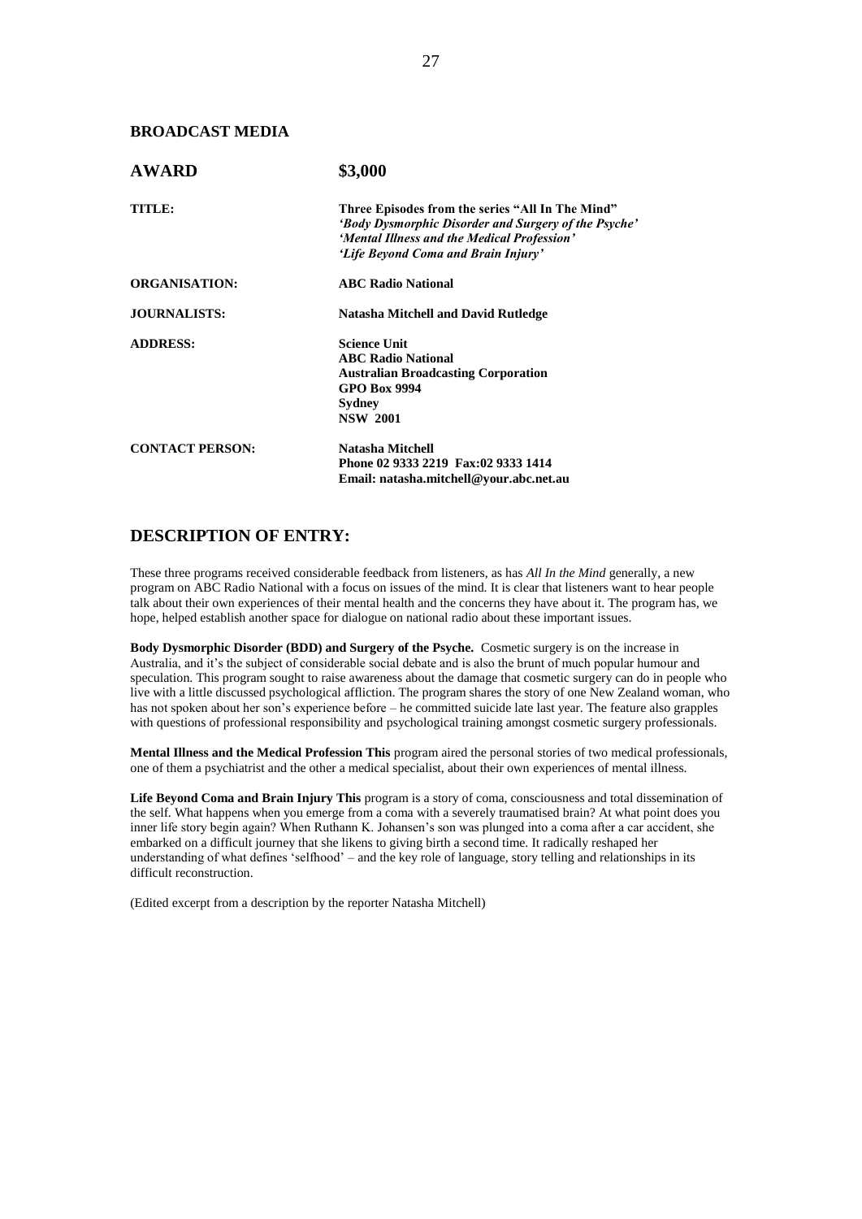## BROADCAST MEDIA

| **AWARD** | **$3,000** |
|---|---|
| **TITLE:** | **Three Episodes from the series "All In The Mind"**<br>***'Body Dysmorphic Disorder and Surgery of the Psyche'***<br>***'Mental Illness and the Medical Profession'***<br>***'Life Beyond Coma and Brain Injury'*** |
| **ORGANISATION:** | **ABC Radio National** |
| **JOURNALISTS:** | **Natasha Mitchell and David Rutledge** |
| **ADDRESS:** | **Science Unit**<br>**ABC Radio National**<br>**Australian Broadcasting Corporation**<br>**GPO Box 9994**<br>**Sydney**<br>**NSW 2001** |
| **CONTACT PERSON:** | **Natasha Mitchell**<br>**Phone 02 9333 2219 Fax:02 9333 1414**<br>**Email: natasha.mitchell@your.abc.net.au** |

## DESCRIPTION OF ENTRY:

These three programs received considerable feedback from listeners, as has *All In the Mind* generally, a new program on ABC Radio National with a focus on issues of the mind. It is clear that listeners want to hear people talk about their own experiences of their mental health and the concerns they have about it. The program has, we hope, helped establish another space for dialogue on national radio about these important issues.

**Body Dysmorphic Disorder (BDD) and Surgery of the Psyche.** Cosmetic surgery is on the increase in Australia, and it's the subject of considerable social debate and is also the brunt of much popular humour and speculation. This program sought to raise awareness about the damage that cosmetic surgery can do in people who live with a little discussed psychological affliction. The program shares the story of one New Zealand woman, who has not spoken about her son's experience before – he committed suicide late last year. The feature also grapples with questions of professional responsibility and psychological training amongst cosmetic surgery professionals.

**Mental Illness and the Medical Profession This** program aired the personal stories of two medical professionals, one of them a psychiatrist and the other a medical specialist, about their own experiences of mental illness.

**Life Beyond Coma and Brain Injury This** program is a story of coma, consciousness and total dissemination of the self. What happens when you emerge from a coma with a severely traumatised brain? At what point does you inner life story begin again? When Ruthann K. Johansen's son was plunged into a coma after a car accident, she embarked on a difficult journey that she likens to giving birth a second time. It radically reshaped her understanding of what defines 'selfhood' – and the key role of language, story telling and relationships in its difficult reconstruction.

(Edited excerpt from a description by the reporter Natasha Mitchell)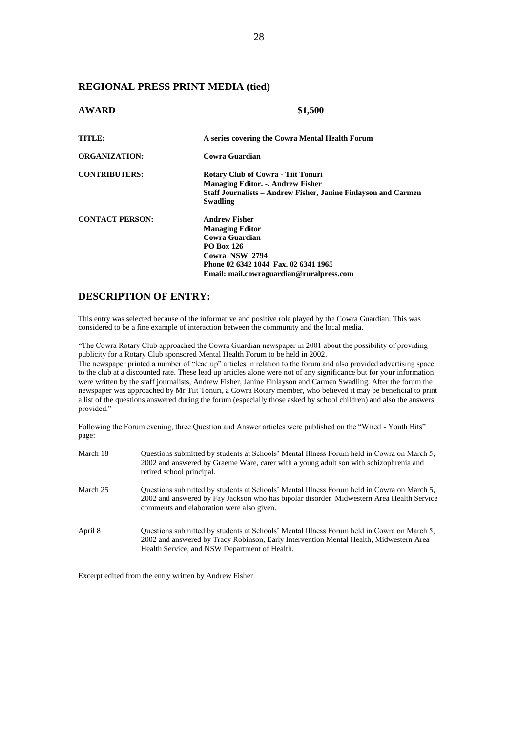## REGIONAL PRESS PRINT MEDIA (tied)

| | |
|---|---|
| **AWARD** | **$1,500** |
| **TITLE:** | **A series covering the Cowra Mental Health Forum** |
| **ORGANIZATION:** | **Cowra Guardian** |
| **CONTRIBUTERS:** | **Rotary Club of Cowra - Tiit Tonuri**<br>**Managing Editor. -. Andrew Fisher**<br>**Staff Journalists – Andrew Fisher, Janine Finlayson and Carmen Swadling** |
| **CONTACT PERSON:** | **Andrew Fisher**<br>**Managing Editor**<br>**Cowra Guardian**<br>**PO Box 126**<br>**Cowra NSW 2794**<br>**Phone 02 6342 1044 Fax. 02 6341 1965**<br>**Email: mail.cowraguardian@ruralpress.com** |

## DESCRIPTION OF ENTRY:

This entry was selected because of the informative and positive role played by the Cowra Guardian. This was considered to be a fine example of interaction between the community and the local media.

"The Cowra Rotary Club approached the Cowra Guardian newspaper in 2001 about the possibility of providing publicity for a Rotary Club sponsored Mental Health Forum to be held in 2002.
The newspaper printed a number of "lead up" articles in relation to the forum and also provided advertising space to the club at a discounted rate. These lead up articles alone were not of any significance but for your information were written by the staff journalists, Andrew Fisher, Janine Finlayson and Carmen Swadling. After the forum the newspaper was approached by Mr Tiit Tonuri, a Cowra Rotary member, who believed it may be beneficial to print a list of the questions answered during the forum (especially those asked by school children) and also the answers provided."

Following the Forum evening, three Question and Answer articles were published on the "Wired - Youth Bits" page:

| | |
|---|---|
| March 18 | Questions submitted by students at Schools' Mental Illness Forum held in Cowra on March 5, 2002 and answered by Graeme Ware, carer with a young adult son with schizophrenia and retired school principal. |
| March 25 | Questions submitted by students at Schools' Mental Illness Forum held in Cowra on March 5, 2002 and answered by Fay Jackson who has bipolar disorder. Midwestern Area Health Service comments and elaboration were also given. |
| April 8 | Questions submitted by students at Schools' Mental Illness Forum held in Cowra on March 5, 2002 and answered by Tracy Robinson, Early Intervention Mental Health, Midwestern Area Health Service, and NSW Department of Health. |

Excerpt edited from the entry written by Andrew Fisher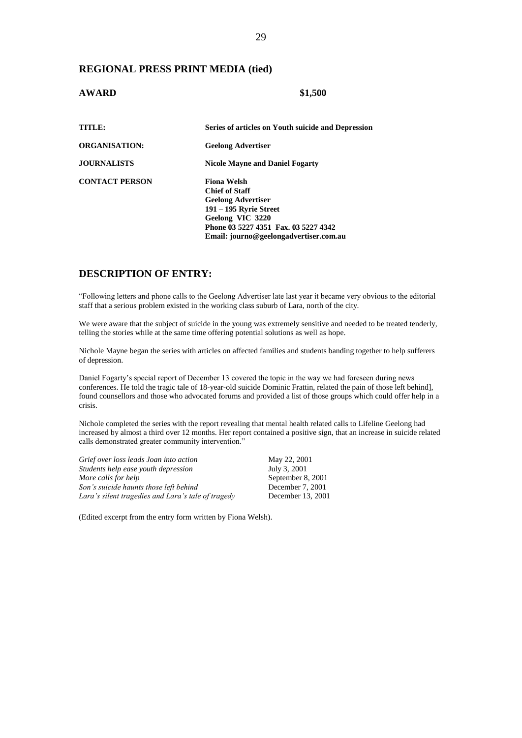## REGIONAL PRESS PRINT MEDIA (tied)

**AWARD** **$1,500**

| | |
|---|---|
| **TITLE:** | **Series of articles on Youth suicide and Depression** |
| **ORGANISATION:** | **Geelong Advertiser** |
| **JOURNALISTS** | **Nicole Mayne and Daniel Fogarty** |
| **CONTACT PERSON** | **Fiona Welsh**<br>**Chief of Staff**<br>**Geelong Advertiser**<br>**191 – 195 Ryrie Street**<br>**Geelong VIC 3220**<br>**Phone 03 5227 4351 Fax. 03 5227 4342**<br>**Email: journo@geelongadvertiser.com.au** |

## DESCRIPTION OF ENTRY:

"Following letters and phone calls to the Geelong Advertiser late last year it became very obvious to the editorial staff that a serious problem existed in the working class suburb of Lara, north of the city.

We were aware that the subject of suicide in the young was extremely sensitive and needed to be treated tenderly, telling the stories while at the same time offering potential solutions as well as hope.

Nichole Mayne began the series with articles on affected families and students banding together to help sufferers of depression.

Daniel Fogarty's special report of December 13 covered the topic in the way we had foreseen during news conferences. He told the tragic tale of 18-year-old suicide Dominic Frattin, related the pain of those left behind], found counsellors and those who advocated forums and provided a list of those groups which could offer help in a crisis.

Nichole completed the series with the report revealing that mental health related calls to Lifeline Geelong had increased by almost a third over 12 months. Her report contained a positive sign, that an increase in suicide related calls demonstrated greater community intervention."

| | |
|---|---|
| *Grief over loss leads Joan into action* | May 22, 2001 |
| *Students help ease youth depression* | July 3, 2001 |
| *More calls for help* | September 8, 2001 |
| *Son's suicide haunts those left behind* | December 7, 2001 |
| *Lara's silent tragedies and Lara's tale of tragedy* | December 13, 2001 |

(Edited excerpt from the entry form written by Fiona Welsh).